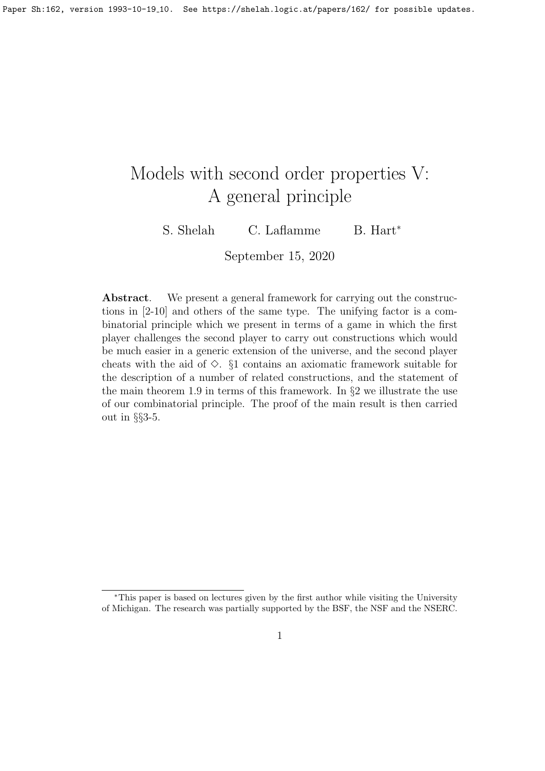# Models with second order properties V: A general principle

S. Shelah C. Laflamme B. Hart*

September 15, 2020

**Abstract**. We present a general framework for carrying out the constructions in [2-10] and others of the same type. The unifying factor is a combinatorial principle which we present in terms of a game in which the first player challenges the second player to carry out constructions which would be much easier in a generic extension of the universe, and the second player cheats with the aid of $\diamond$. §1 contains an axiomatic framework suitable for the description of a number of related constructions, and the statement of the main theorem 1.9 in terms of this framework. In §2 we illustrate the use of our combinatorial principle. The proof of the main result is then carried out in §§3-5.

---

*This paper is based on lectures given by the first author while visiting the University of Michigan. The research was partially supported by the BSF, the NSF and the NSERC.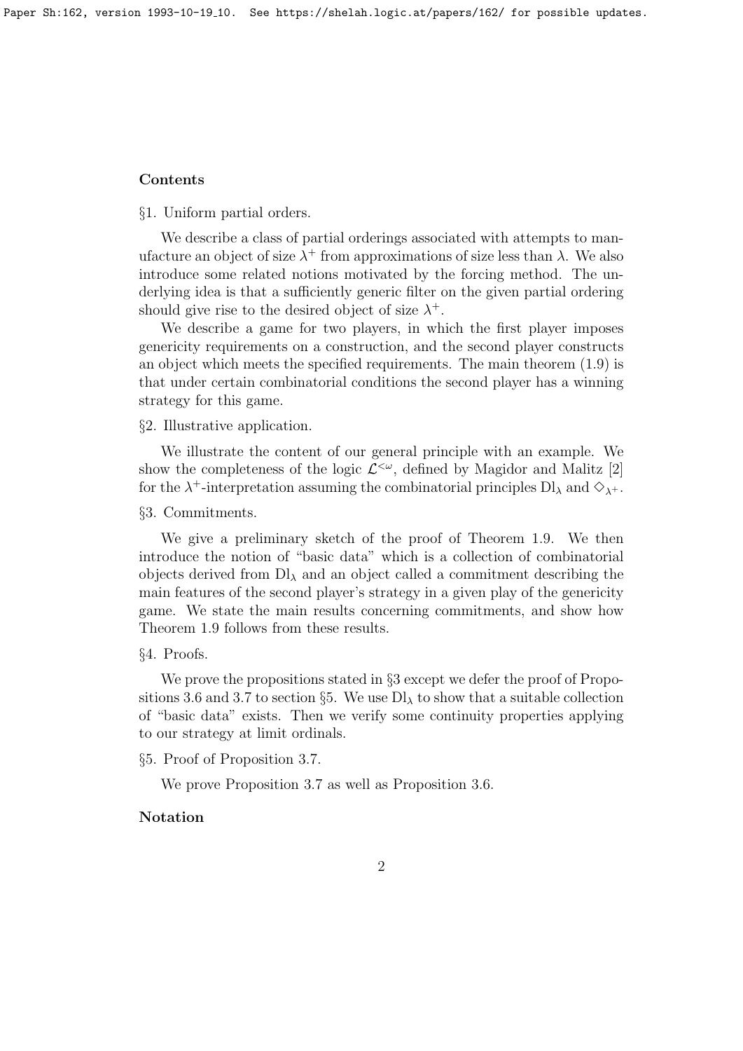**Contents**

§1. Uniform partial orders.

We describe a class of partial orderings associated with attempts to manufacture an object of size $\lambda^+$ from approximations of size less than $\lambda$. We also introduce some related notions motivated by the forcing method. The underlying idea is that a sufficiently generic filter on the given partial ordering should give rise to the desired object of size $\lambda^+$.

We describe a game for two players, in which the first player imposes genericity requirements on a construction, and the second player constructs an object which meets the specified requirements. The main theorem (1.9) is that under certain combinatorial conditions the second player has a winning strategy for this game.

§2. Illustrative application.

We illustrate the content of our general principle with an example. We show the completeness of the logic $\mathcal{L}^{<\omega}$, defined by Magidor and Malitz [2] for the $\lambda^+$-interpretation assuming the combinatorial principles $\mathrm{Dl}_\lambda$ and $\diamondsuit_{\lambda^+}$.

§3. Commitments.

We give a preliminary sketch of the proof of Theorem 1.9. We then introduce the notion of "basic data" which is a collection of combinatorial objects derived from $\mathrm{Dl}_\lambda$ and an object called a commitment describing the main features of the second player's strategy in a given play of the genericity game. We state the main results concerning commitments, and show how Theorem 1.9 follows from these results.

§4. Proofs.

We prove the propositions stated in §3 except we defer the proof of Propositions 3.6 and 3.7 to section §5. We use $\mathrm{Dl}_\lambda$ to show that a suitable collection of "basic data" exists. Then we verify some continuity properties applying to our strategy at limit ordinals.

§5. Proof of Proposition 3.7.

We prove Proposition 3.7 as well as Proposition 3.6.

**Notation**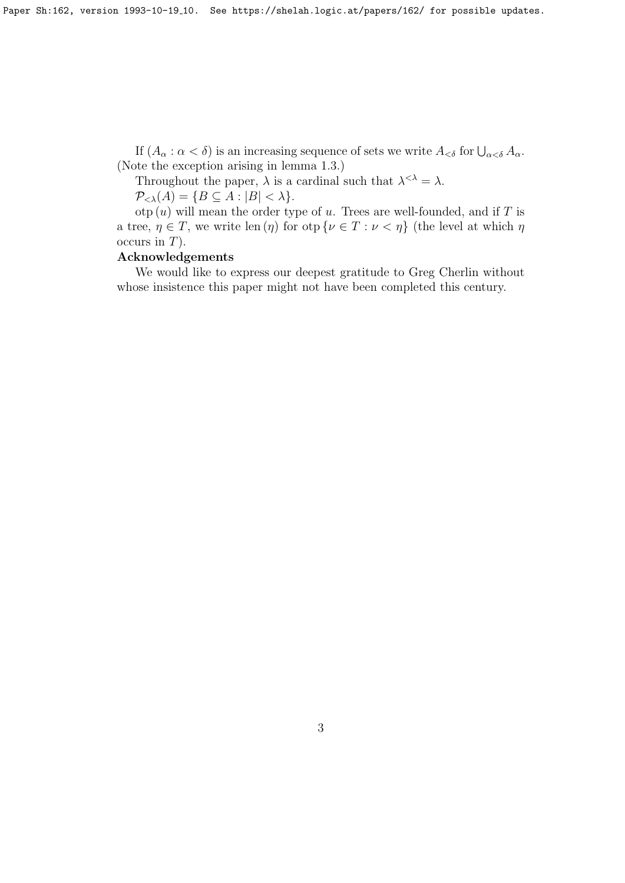If $(A_\alpha : \alpha < \delta)$ is an increasing sequence of sets we write $A_{<\delta}$ for $\bigcup_{\alpha<\delta} A_\alpha$. (Note the exception arising in lemma 1.3.)

Throughout the paper, $\lambda$ is a cardinal such that $\lambda^{<\lambda} = \lambda$.

$\mathcal{P}_{<\lambda}(A) = \{B \subseteq A : |B| < \lambda\}$.

$\operatorname{otp}(u)$ will mean the order type of $u$. Trees are well-founded, and if $T$ is a tree, $\eta \in T$, we write $\operatorname{len}(\eta)$ for $\operatorname{otp}\{\nu \in T : \nu < \eta\}$ (the level at which $\eta$ occurs in $T$).

**Acknowledgements**

We would like to express our deepest gratitude to Greg Cherlin without whose insistence this paper might not have been completed this century.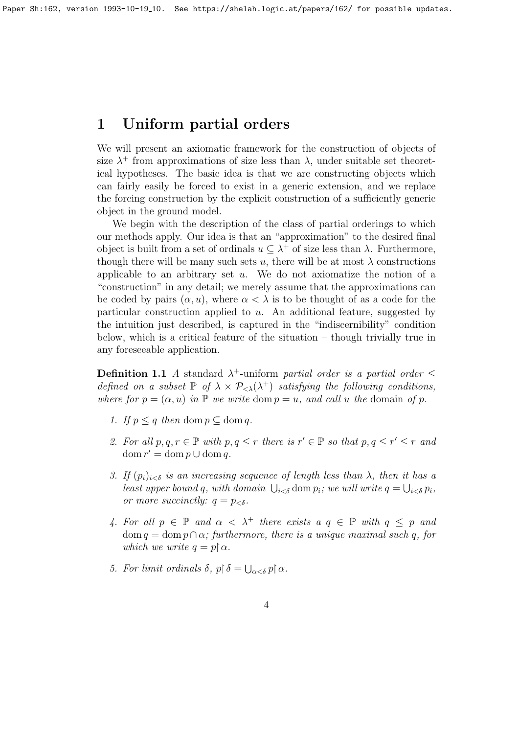# 1 Uniform partial orders

We will present an axiomatic framework for the construction of objects of size $\lambda^+$ from approximations of size less than $\lambda$, under suitable set theoretical hypotheses. The basic idea is that we are constructing objects which can fairly easily be forced to exist in a generic extension, and we replace the forcing construction by the explicit construction of a sufficiently generic object in the ground model.

We begin with the description of the class of partial orderings to which our methods apply. Our idea is that an "approximation" to the desired final object is built from a set of ordinals $u \subseteq \lambda^+$ of size less than $\lambda$. Furthermore, though there will be many such sets $u$, there will be at most $\lambda$ constructions applicable to an arbitrary set $u$. We do not axiomatize the notion of a "construction" in any detail; we merely assume that the approximations can be coded by pairs $(\alpha, u)$, where $\alpha < \lambda$ is to be thought of as a code for the particular construction applied to $u$. An additional feature, suggested by the intuition just described, is captured in the "indiscernibility" condition below, which is a critical feature of the situation – though trivially true in any foreseeable application.

**Definition 1.1** *A* standard $\lambda^+$-uniform *partial order is a partial order $\leq$ defined on a subset $\mathbb{P}$ of $\lambda \times \mathcal{P}_{<\lambda}(\lambda^+)$ satisfying the following conditions, where for $p = (\alpha, u)$ in $\mathbb{P}$ we write $\operatorname{dom} p = u$, and call $u$ the* domain *of $p$.*

1. *If $p \leq q$ then $\operatorname{dom} p \subseteq \operatorname{dom} q$.*
2. *For all $p, q, r \in \mathbb{P}$ with $p, q \leq r$ there is $r' \in \mathbb{P}$ so that $p, q \leq r' \leq r$ and $\operatorname{dom} r' = \operatorname{dom} p \cup \operatorname{dom} q$.*
3. *If $(p_i)_{i<\delta}$ is an increasing sequence of length less than $\lambda$, then it has a least upper bound $q$, with domain $\bigcup_{i<\delta} \operatorname{dom} p_i$; we will write $q = \bigcup_{i<\delta} p_i$, or more succinctly: $q = p_{<\delta}$.*
4. *For all $p \in \mathbb{P}$ and $\alpha < \lambda^+$ there exists a $q \in \mathbb{P}$ with $q \leq p$ and $\operatorname{dom} q = \operatorname{dom} p \cap \alpha$; furthermore, there is a unique maximal such $q$, for which we write $q = p{\restriction}\alpha$.*
5. *For limit ordinals $\delta$, $p{\restriction}\delta = \bigcup_{\alpha<\delta} p{\restriction}\alpha$.*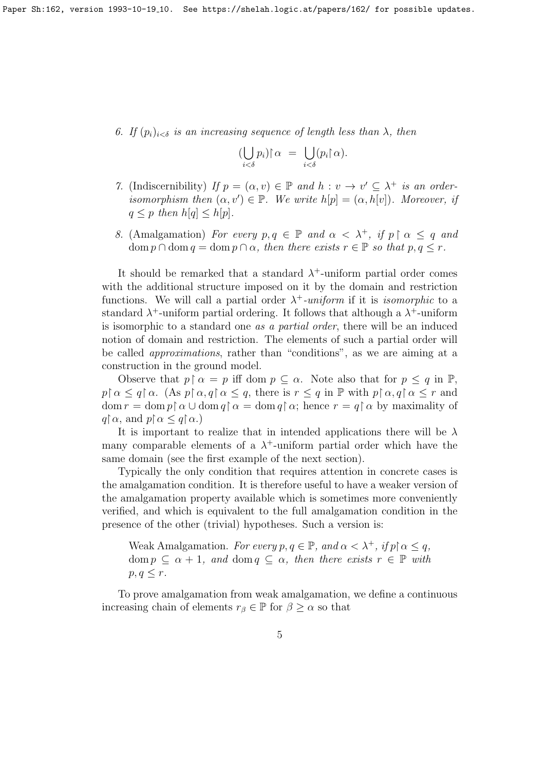6. *If $(p_i)_{i<\delta}$ is an increasing sequence of length less than $\lambda$, then*

$$(\bigcup_{i<\delta} p_i)\restriction\alpha \;=\; \bigcup_{i<\delta}(p_i\restriction\alpha).$$

7. (Indiscernibility) *If $p = (\alpha, v) \in \mathbb{P}$ and $h : v \to v' \subseteq \lambda^+$ is an order-isomorphism then $(\alpha, v') \in \mathbb{P}$. We write $h[p] = (\alpha, h[v])$. Moreover, if $q \leq p$ then $h[q] \leq h[p]$.*

8. (Amalgamation) *For every $p, q \in \mathbb{P}$ and $\alpha < \lambda^+$, if $p\restriction\alpha \leq q$ and $\operatorname{dom} p \cap \operatorname{dom} q = \operatorname{dom} p \cap \alpha$, then there exists $r \in \mathbb{P}$ so that $p, q \leq r$.*

It should be remarked that a standard $\lambda^+$-uniform partial order comes with the additional structure imposed on it by the domain and restriction functions. We will call a partial order $\lambda^+$-*uniform* if it is *isomorphic* to a standard $\lambda^+$-uniform partial ordering. It follows that although a $\lambda^+$-uniform is isomorphic to a standard one *as a partial order*, there will be an induced notion of domain and restriction. The elements of such a partial order will be called *approximations*, rather than "conditions", as we are aiming at a construction in the ground model.

Observe that $p\restriction\alpha = p$ iff $\operatorname{dom} p \subseteq \alpha$. Note also that for $p \leq q$ in $\mathbb{P}$, $p\restriction\alpha \leq q\restriction\alpha$. (As $p\restriction\alpha, q\restriction\alpha \leq q$, there is $r \leq q$ in $\mathbb{P}$ with $p\restriction\alpha, q\restriction\alpha \leq r$ and $\operatorname{dom} r = \operatorname{dom} p\restriction\alpha \cup \operatorname{dom} q\restriction\alpha = \operatorname{dom} q\restriction\alpha$; hence $r = q\restriction\alpha$ by maximality of $q\restriction\alpha$, and $p\restriction\alpha \leq q\restriction\alpha$.)

It is important to realize that in intended applications there will be $\lambda$ many comparable elements of a $\lambda^+$-uniform partial order which have the same domain (see the first example of the next section).

Typically the only condition that requires attention in concrete cases is the amalgamation condition. It is therefore useful to have a weaker version of the amalgamation property available which is sometimes more conveniently verified, and which is equivalent to the full amalgamation condition in the presence of the other (trivial) hypotheses. Such a version is:

> Weak Amalgamation. *For every $p, q \in \mathbb{P}$, and $\alpha < \lambda^+$, if $p\restriction\alpha \leq q$, $\operatorname{dom} p \subseteq \alpha + 1$, and $\operatorname{dom} q \subseteq \alpha$, then there exists $r \in \mathbb{P}$ with $p, q \leq r$.*

To prove amalgamation from weak amalgamation, we define a continuous increasing chain of elements $r_\beta \in \mathbb{P}$ for $\beta \geq \alpha$ so that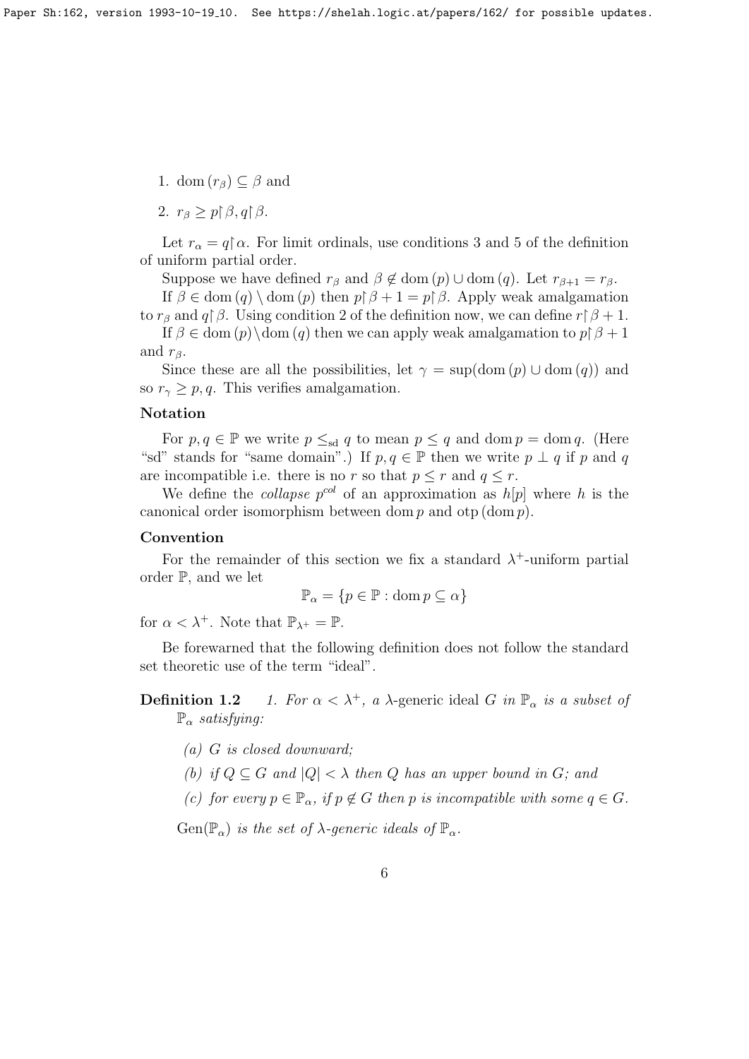1. $\mathrm{dom}\,(r_\beta) \subseteq \beta$ and
2. $r_\beta \geq p{\restriction}\beta, q{\restriction}\beta$.

Let $r_\alpha = q{\restriction}\alpha$. For limit ordinals, use conditions 3 and 5 of the definition of uniform partial order.

Suppose we have defined $r_\beta$ and $\beta \notin \mathrm{dom}\,(p) \cup \mathrm{dom}\,(q)$. Let $r_{\beta+1} = r_\beta$.

If $\beta \in \mathrm{dom}\,(q) \setminus \mathrm{dom}\,(p)$ then $p{\restriction}\beta + 1 = p{\restriction}\beta$. Apply weak amalgamation to $r_\beta$ and $q{\restriction}\beta$. Using condition 2 of the definition now, we can define $r{\restriction}\beta + 1$.

If $\beta \in \mathrm{dom}\,(p) \setminus \mathrm{dom}\,(q)$ then we can apply weak amalgamation to $p{\restriction}\beta + 1$ and $r_\beta$.

Since these are all the possibilities, let $\gamma = \sup(\mathrm{dom}\,(p) \cup \mathrm{dom}\,(q))$ and so $r_\gamma \geq p, q$. This verifies amalgamation.

**Notation**

For $p, q \in \mathbb{P}$ we write $p \leq_{\mathrm{sd}} q$ to mean $p \leq q$ and $\mathrm{dom}\,p = \mathrm{dom}\,q$. (Here "sd" stands for "same domain".) If $p, q \in \mathbb{P}$ then we write $p \perp q$ if $p$ and $q$ are incompatible i.e. there is no $r$ so that $p \leq r$ and $q \leq r$.

We define the *collapse* $p^{col}$ of an approximation as $h[p]$ where $h$ is the canonical order isomorphism between $\mathrm{dom}\,p$ and $\mathrm{otp}\,(\mathrm{dom}\,p)$.

**Convention**

For the remainder of this section we fix a standard $\lambda^+$-uniform partial order $\mathbb{P}$, and we let

$$\mathbb{P}_\alpha = \{p \in \mathbb{P} : \mathrm{dom}\,p \subseteq \alpha\}$$

for $\alpha < \lambda^+$. Note that $\mathbb{P}_{\lambda^+} = \mathbb{P}$.

Be forewarned that the following definition does not follow the standard set theoretic use of the term "ideal".

**Definition 1.2** *1. For $\alpha < \lambda^+$, a* $\lambda$-generic ideal $G$ *in $\mathbb{P}_\alpha$ is a subset of $\mathbb{P}_\alpha$ satisfying:*

*(a) $G$ is closed downward;*

*(b) if $Q \subseteq G$ and $|Q| < \lambda$ then $Q$ has an upper bound in $G$; and*

*(c) for every $p \in \mathbb{P}_\alpha$, if $p \notin G$ then $p$ is incompatible with some $q \in G$.*

*$\mathrm{Gen}(\mathbb{P}_\alpha)$ is the set of $\lambda$-generic ideals of $\mathbb{P}_\alpha$.*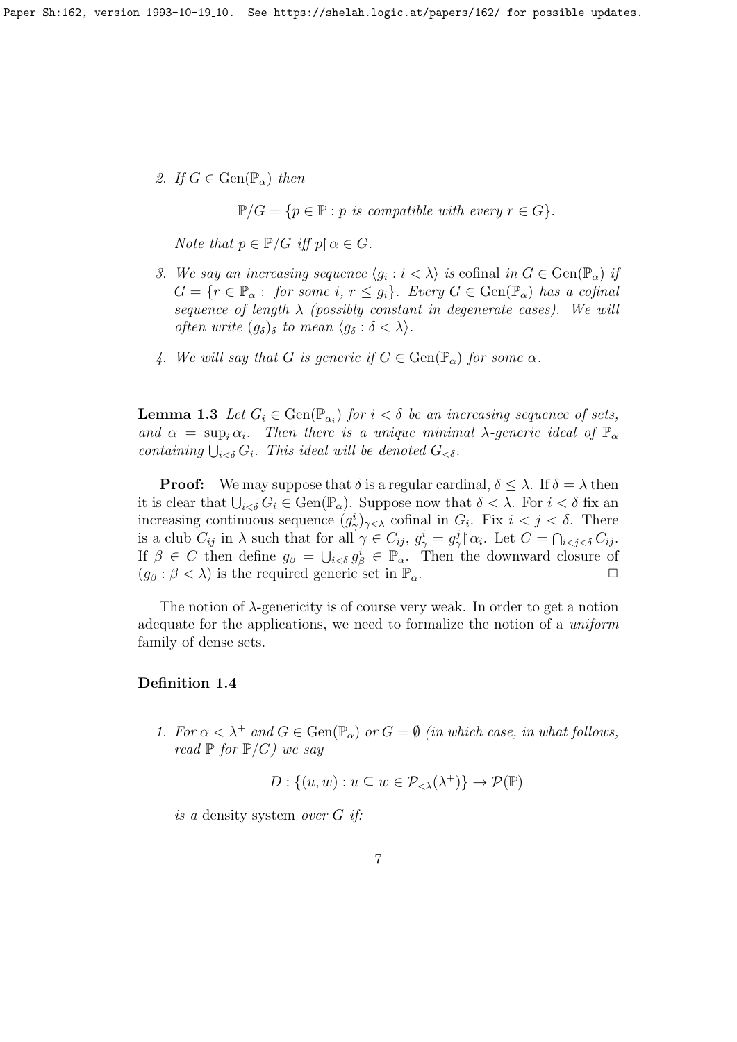2. If $G \in \mathrm{Gen}(\mathbb{P}_\alpha)$ then

$$\mathbb{P}/G = \{p \in \mathbb{P} : p \text{ is compatible with every } r \in G\}.$$

   *Note that $p \in \mathbb{P}/G$ iff $p \restriction \alpha \in G$.*

3. *We say an increasing sequence $\langle g_i : i < \lambda \rangle$ is* cofinal *in $G \in \mathrm{Gen}(\mathbb{P}_\alpha)$ if $G = \{r \in \mathbb{P}_\alpha :$ for some $i$, $r \leq g_i\}$. Every $G \in \mathrm{Gen}(\mathbb{P}_\alpha)$ has a cofinal sequence of length $\lambda$ (possibly constant in degenerate cases). We will often write $(g_\delta)_\delta$ to mean $\langle g_\delta : \delta < \lambda \rangle$.*

4. *We will say that $G$ is generic if $G \in \mathrm{Gen}(\mathbb{P}_\alpha)$ for some $\alpha$.*

**Lemma 1.3** *Let $G_i \in \mathrm{Gen}(\mathbb{P}_{\alpha_i})$ for $i < \delta$ be an increasing sequence of sets, and $\alpha = \sup_i \alpha_i$. Then there is a unique minimal $\lambda$-generic ideal of $\mathbb{P}_\alpha$ containing $\bigcup_{i<\delta} G_i$. This ideal will be denoted $G_{<\delta}$.*

**Proof:** We may suppose that $\delta$ is a regular cardinal, $\delta \leq \lambda$. If $\delta = \lambda$ then it is clear that $\bigcup_{i<\delta} G_i \in \mathrm{Gen}(\mathbb{P}_\alpha)$. Suppose now that $\delta < \lambda$. For $i < \delta$ fix an increasing continuous sequence $(g^i_\gamma)_{\gamma<\lambda}$ cofinal in $G_i$. Fix $i < j < \delta$. There is a club $C_{ij}$ in $\lambda$ such that for all $\gamma \in C_{ij}$, $g^i_\gamma = g^j_\gamma \restriction \alpha_i$. Let $C = \bigcap_{i<j<\delta} C_{ij}$. If $\beta \in C$ then define $g_\beta = \bigcup_{i<\delta} g^i_\beta \in \mathbb{P}_\alpha$. Then the downward closure of $(g_\beta : \beta < \lambda)$ is the required generic set in $\mathbb{P}_\alpha$. $\Box$

The notion of $\lambda$-genericity is of course very weak. In order to get a notion adequate for the applications, we need to formalize the notion of a *uniform* family of dense sets.

**Definition 1.4**

1. *For $\alpha < \lambda^+$ and $G \in \mathrm{Gen}(\mathbb{P}_\alpha)$ or $G = \emptyset$ (in which case, in what follows, read $\mathbb{P}$ for $\mathbb{P}/G$) we say*

$$D : \{(u, w) : u \subseteq w \in \mathcal{P}_{<\lambda}(\lambda^+)\} \to \mathcal{P}(\mathbb{P})$$

   *is a* density system *over $G$ if:*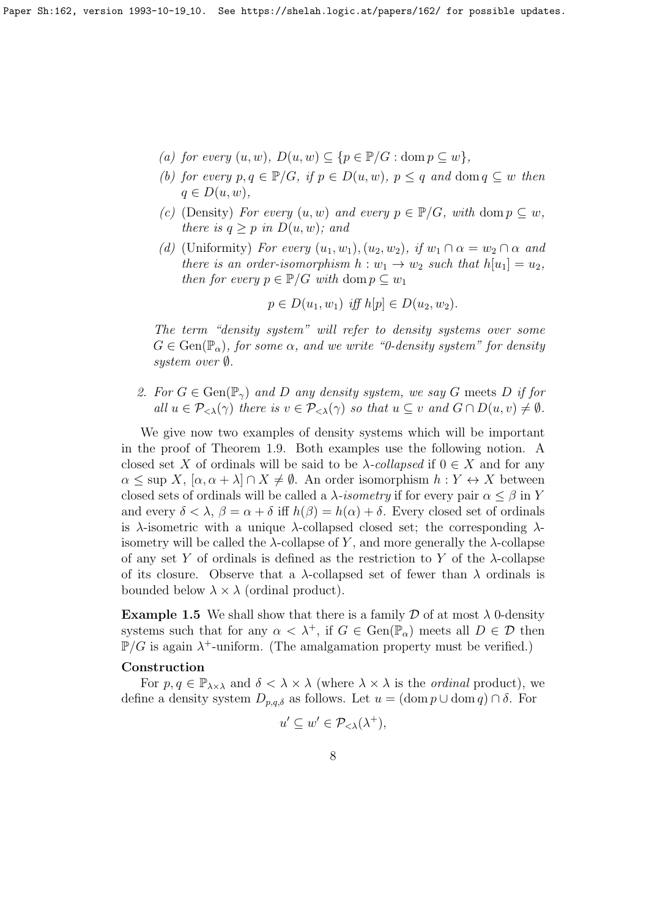(a) *for every* $(u, w)$, $D(u, w) \subseteq \{p \in \mathbb{P}/G : \operatorname{dom} p \subseteq w\}$,

   (b) *for every* $p, q \in \mathbb{P}/G$, *if* $p \in D(u, w)$, $p \leq q$ *and* $\operatorname{dom} q \subseteq w$ *then* $q \in D(u, w)$,

   (c) (Density) *For every* $(u, w)$ *and every* $p \in \mathbb{P}/G$, *with* $\operatorname{dom} p \subseteq w$, *there is* $q \geq p$ *in* $D(u, w)$; *and*

   (d) (Uniformity) *For every* $(u_1, w_1), (u_2, w_2)$, *if* $w_1 \cap \alpha = w_2 \cap \alpha$ *and there is an order-isomorphism* $h : w_1 \to w_2$ *such that* $h[u_1] = u_2$, *then for every* $p \in \mathbb{P}/G$ *with* $\operatorname{dom} p \subseteq w_1$

$$p \in D(u_1, w_1) \text{ iff } h[p] \in D(u_2, w_2).$$

   *The term "density system" will refer to density systems over some* $G \in \operatorname{Gen}(\mathbb{P}_\alpha)$, *for some* $\alpha$, *and we write "0-density system" for density system over* $\emptyset$.

2. *For* $G \in \operatorname{Gen}(\mathbb{P}_\gamma)$ *and* $D$ *any density system, we say* $G$ meets $D$ *if for all* $u \in \mathcal{P}_{<\lambda}(\gamma)$ *there is* $v \in \mathcal{P}_{<\lambda}(\gamma)$ *so that* $u \subseteq v$ *and* $G \cap D(u, v) \neq \emptyset$.

We give now two examples of density systems which will be important in the proof of Theorem 1.9. Both examples use the following notion. A closed set $X$ of ordinals will be said to be $\lambda$-*collapsed* if $0 \in X$ and for any $\alpha \leq \sup X$, $[\alpha, \alpha + \lambda] \cap X \neq \emptyset$. An order isomorphism $h : Y \leftrightarrow X$ between closed sets of ordinals will be called a $\lambda$-*isometry* if for every pair $\alpha \leq \beta$ in $Y$ and every $\delta < \lambda$, $\beta = \alpha + \delta$ iff $h(\beta) = h(\alpha) + \delta$. Every closed set of ordinals is $\lambda$-isometric with a unique $\lambda$-collapsed closed set; the corresponding $\lambda$-isometry will be called the $\lambda$-collapse of $Y$, and more generally the $\lambda$-collapse of any set $Y$ of ordinals is defined as the restriction to $Y$ of the $\lambda$-collapse of its closure. Observe that a $\lambda$-collapsed set of fewer than $\lambda$ ordinals is bounded below $\lambda \times \lambda$ (ordinal product).

**Example 1.5** We shall show that there is a family $\mathcal{D}$ of at most $\lambda$ 0-density systems such that for any $\alpha < \lambda^+$, if $G \in \operatorname{Gen}(\mathbb{P}_\alpha)$ meets all $D \in \mathcal{D}$ then $\mathbb{P}/G$ is again $\lambda^+$-uniform. (The amalgamation property must be verified.)

**Construction**

For $p, q \in \mathbb{P}_{\lambda \times \lambda}$ and $\delta < \lambda \times \lambda$ (where $\lambda \times \lambda$ is the *ordinal* product), we define a density system $D_{p,q,\delta}$ as follows. Let $u = (\operatorname{dom} p \cup \operatorname{dom} q) \cap \delta$. For

$$u' \subseteq w' \in \mathcal{P}_{<\lambda}(\lambda^+),$$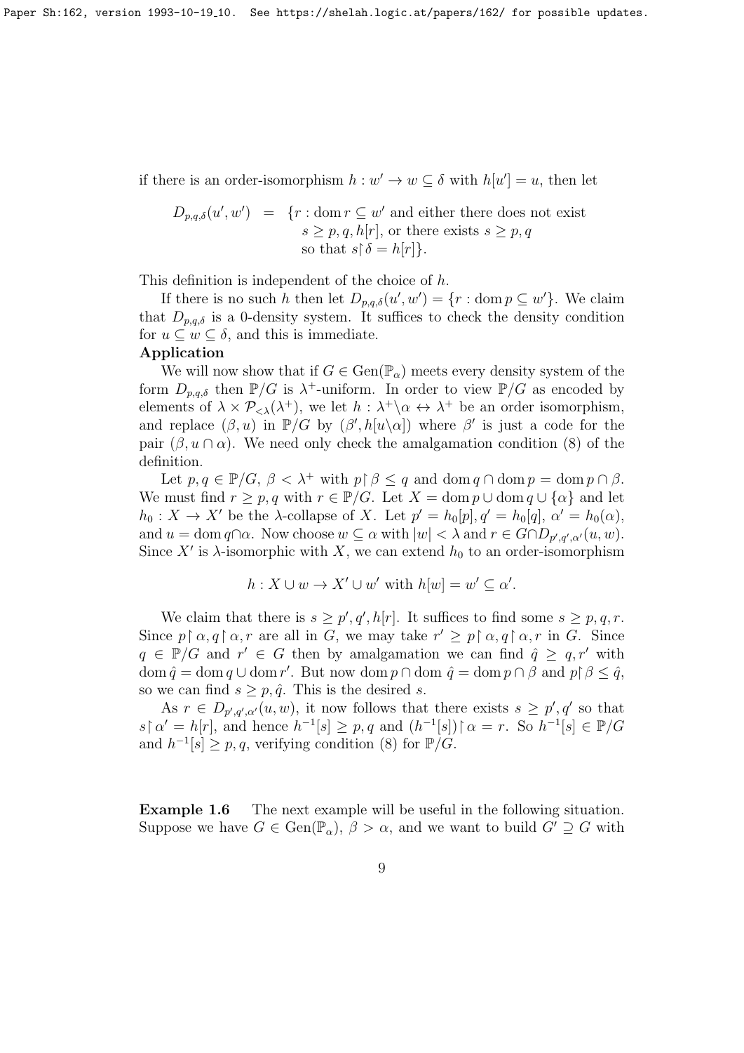if there is an order-isomorphism $h : w' \to w \subseteq \delta$ with $h[u'] = u$, then let

$$D_{p,q,\delta}(u', w') \;=\; \{r : \operatorname{dom} r \subseteq w' \text{ and either there does not exist } s \geq p, q, h[r], \text{ or there exists } s \geq p, q \text{ so that } s{\restriction}\delta = h[r]\}.$$

This definition is independent of the choice of $h$.

If there is no such $h$ then let $D_{p,q,\delta}(u', w') = \{r : \operatorname{dom} p \subseteq w'\}$. We claim that $D_{p,q,\delta}$ is a 0-density system. It suffices to check the density condition for $u \subseteq w \subseteq \delta$, and this is immediate.

**Application**

We will now show that if $G \in \operatorname{Gen}(\mathbb{P}_\alpha)$ meets every density system of the form $D_{p,q,\delta}$ then $\mathbb{P}/G$ is $\lambda^+$-uniform. In order to view $\mathbb{P}/G$ as encoded by elements of $\lambda \times \mathcal{P}_{<\lambda}(\lambda^+)$, we let $h : \lambda^+ \backslash \alpha \leftrightarrow \lambda^+$ be an order isomorphism, and replace $(\beta, u)$ in $\mathbb{P}/G$ by $(\beta', h[u \backslash \alpha])$ where $\beta'$ is just a code for the pair $(\beta, u \cap \alpha)$. We need only check the amalgamation condition (8) of the definition.

Let $p, q \in \mathbb{P}/G$, $\beta < \lambda^+$ with $p{\restriction}\beta \leq q$ and $\operatorname{dom} q \cap \operatorname{dom} p = \operatorname{dom} p \cap \beta$. We must find $r \geq p, q$ with $r \in \mathbb{P}/G$. Let $X = \operatorname{dom} p \cup \operatorname{dom} q \cup \{\alpha\}$ and let $h_0 : X \to X'$ be the $\lambda$-collapse of $X$. Let $p' = h_0[p], q' = h_0[q]$, $\alpha' = h_0(\alpha)$, and $u = \operatorname{dom} q \cap \alpha$. Now choose $w \subseteq \alpha$ with $|w| < \lambda$ and $r \in G \cap D_{p',q',\alpha'}(u, w)$. Since $X'$ is $\lambda$-isomorphic with $X$, we can extend $h_0$ to an order-isomorphism

$$h : X \cup w \to X' \cup w' \text{ with } h[w] = w' \subseteq \alpha'.$$

We claim that there is $s \geq p', q', h[r]$. It suffices to find some $s \geq p, q, r$. Since $p{\restriction}\alpha, q{\restriction}\alpha, r$ are all in $G$, we may take $r' \geq p{\restriction}\alpha, q{\restriction}\alpha, r$ in $G$. Since $q \in \mathbb{P}/G$ and $r' \in G$ then by amalgamation we can find $\hat{q} \geq q, r'$ with $\operatorname{dom} \hat{q} = \operatorname{dom} q \cup \operatorname{dom} r'$. But now $\operatorname{dom} p \cap \operatorname{dom} \hat{q} = \operatorname{dom} p \cap \beta$ and $p{\restriction}\beta \leq \hat{q}$, so we can find $s \geq p, \hat{q}$. This is the desired $s$.

As $r \in D_{p',q',\alpha'}(u, w)$, it now follows that there exists $s \geq p', q'$ so that $s{\restriction}\alpha' = h[r]$, and hence $h^{-1}[s] \geq p, q$ and $(h^{-1}[s]){\restriction}\alpha = r$. So $h^{-1}[s] \in \mathbb{P}/G$ and $h^{-1}[s] \geq p, q$, verifying condition (8) for $\mathbb{P}/G$.

**Example 1.6** The next example will be useful in the following situation. Suppose we have $G \in \operatorname{Gen}(\mathbb{P}_\alpha)$, $\beta > \alpha$, and we want to build $G' \supseteq G$ with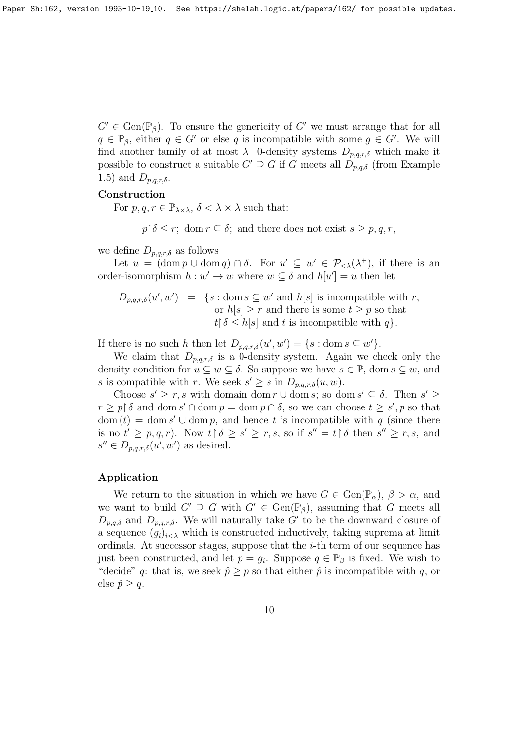$G' \in \mathrm{Gen}(\mathbb{P}_\beta)$. To ensure the genericity of $G'$ we must arrange that for all $q \in \mathbb{P}_\beta$, either $q \in G'$ or else $q$ is incompatible with some $g \in G'$. We will find another family of at most $\lambda$ 0-density systems $D_{p,q,r,\delta}$ which make it possible to construct a suitable $G' \supseteq G$ if $G$ meets all $D_{p,q,\delta}$ (from Example 1.5) and $D_{p,q,r,\delta}$.

**Construction**

For $p, q, r \in \mathbb{P}_{\lambda\times\lambda}$, $\delta < \lambda \times \lambda$ such that:

$$p{\restriction}\delta \le r;\ \mathrm{dom}\, r \subseteq \delta;\ \text{and there does not exist } s \ge p, q, r,$$

we define $D_{p,q,r,\delta}$ as follows

Let $u = (\mathrm{dom}\, p \cup \mathrm{dom}\, q) \cap \delta$. For $u' \subseteq w' \in \mathcal{P}_{<\lambda}(\lambda^+)$, if there is an order-isomorphism $h : w' \to w$ where $w \subseteq \delta$ and $h[u'] = u$ then let

$$\begin{aligned} D_{p,q,r,\delta}(u', w') \;=\; \{s : {} & \mathrm{dom}\, s \subseteq w' \text{ and } h[s] \text{ is incompatible with } r, \\ & \text{or } h[s] \ge r \text{ and there is some } t \ge p \text{ so that} \\ & t{\restriction}\delta \le h[s] \text{ and } t \text{ is incompatible with } q\}. \end{aligned}$$

If there is no such $h$ then let $D_{p,q,r,\delta}(u', w') = \{s : \mathrm{dom}\, s \subseteq w'\}$.

We claim that $D_{p,q,r,\delta}$ is a 0-density system. Again we check only the density condition for $u \subseteq w \subseteq \delta$. So suppose we have $s \in \mathbb{P}$, $\mathrm{dom}\, s \subseteq w$, and $s$ is compatible with $r$. We seek $s' \ge s$ in $D_{p,q,r,\delta}(u, w)$.

Choose $s' \ge r, s$ with domain $\mathrm{dom}\, r \cup \mathrm{dom}\, s$; so $\mathrm{dom}\, s' \subseteq \delta$. Then $s' \ge r \ge p{\restriction}\delta$ and $\mathrm{dom}\, s' \cap \mathrm{dom}\, p = \mathrm{dom}\, p \cap \delta$, so we can choose $t \ge s', p$ so that $\mathrm{dom}\,(t) = \mathrm{dom}\, s' \cup \mathrm{dom}\, p$, and hence $t$ is incompatible with $q$ (since there is no $t' \ge p, q, r$). Now $t{\restriction}\delta \ge s' \ge r, s$, so if $s'' = t{\restriction}\delta$ then $s'' \ge r, s$, and $s'' \in D_{p,q,r,\delta}(u', w')$ as desired.

**Application**

We return to the situation in which we have $G \in \mathrm{Gen}(\mathbb{P}_\alpha)$, $\beta > \alpha$, and we want to build $G' \supseteq G$ with $G' \in \mathrm{Gen}(\mathbb{P}_\beta)$, assuming that $G$ meets all $D_{p,q,\delta}$ and $D_{p,q,r,\delta}$. We will naturally take $G'$ to be the downward closure of a sequence $(g_i)_{i<\lambda}$ which is constructed inductively, taking suprema at limit ordinals. At successor stages, suppose that the $i$-th term of our sequence has just been constructed, and let $p = g_i$. Suppose $q \in \mathbb{P}_\beta$ is fixed. We wish to "decide" $q$: that is, we seek $\hat{p} \ge p$ so that either $\hat{p}$ is incompatible with $q$, or else $\hat{p} \ge q$.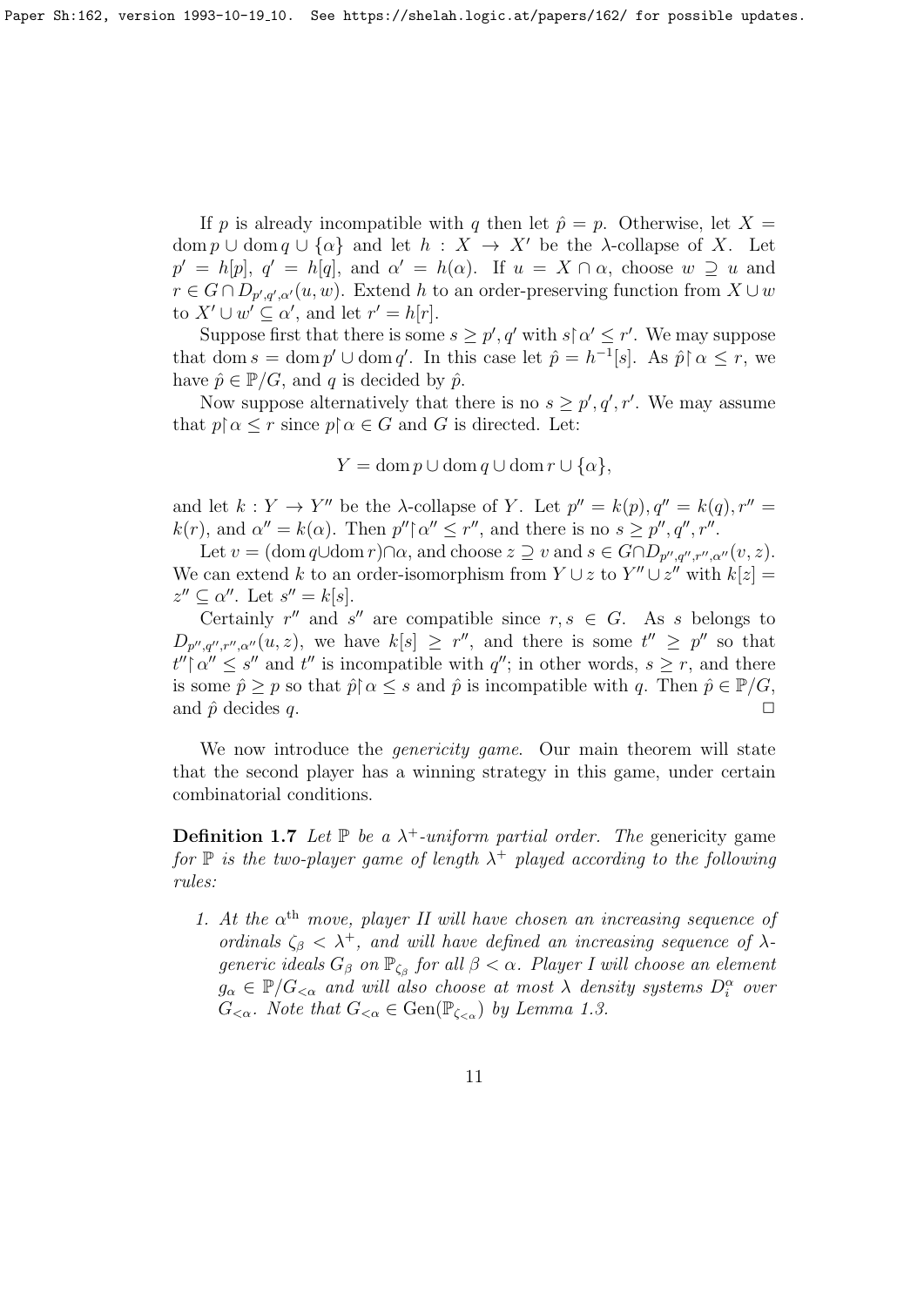If $p$ is already incompatible with $q$ then let $\hat{p} = p$. Otherwise, let $X = \operatorname{dom} p \cup \operatorname{dom} q \cup \{\alpha\}$ and let $h : X \to X'$ be the $\lambda$-collapse of $X$. Let $p' = h[p]$, $q' = h[q]$, and $\alpha' = h(\alpha)$. If $u = X \cap \alpha$, choose $w \supseteq u$ and $r \in G \cap D_{p',q',\alpha'}(u, w)$. Extend $h$ to an order-preserving function from $X \cup w$ to $X' \cup w' \subseteq \alpha'$, and let $r' = h[r]$.

Suppose first that there is some $s \geq p', q'$ with $s{\restriction}\alpha' \leq r'$. We may suppose that $\operatorname{dom} s = \operatorname{dom} p' \cup \operatorname{dom} q'$. In this case let $\hat{p} = h^{-1}[s]$. As $\hat{p}{\restriction}\alpha \leq r$, we have $\hat{p} \in \mathbb{P}/G$, and $q$ is decided by $\hat{p}$.

Now suppose alternatively that there is no $s \geq p', q', r'$. We may assume that $p{\restriction}\alpha \leq r$ since $p{\restriction}\alpha \in G$ and $G$ is directed. Let:

$$Y = \operatorname{dom} p \cup \operatorname{dom} q \cup \operatorname{dom} r \cup \{\alpha\},$$

and let $k : Y \to Y''$ be the $\lambda$-collapse of $Y$. Let $p'' = k(p), q'' = k(q), r'' = k(r)$, and $\alpha'' = k(\alpha)$. Then $p''{\restriction}\alpha'' \leq r''$, and there is no $s \geq p'', q'', r''$.

Let $v = (\operatorname{dom} q \cup \operatorname{dom} r) \cap \alpha$, and choose $z \supseteq v$ and $s \in G \cap D_{p'',q'',r'',\alpha''}(v, z)$. We can extend $k$ to an order-isomorphism from $Y \cup z$ to $Y'' \cup z''$ with $k[z] = z'' \subseteq \alpha''$. Let $s'' = k[s]$.

Certainly $r''$ and $s''$ are compatible since $r, s \in G$. As $s$ belongs to $D_{p'',q'',r'',\alpha''}(u, z)$, we have $k[s] \geq r''$, and there is some $t'' \geq p''$ so that $t''{\restriction}\alpha'' \leq s''$ and $t''$ is incompatible with $q''$; in other words, $s \geq r$, and there is some $\hat{p} \geq p$ so that $\hat{p}{\restriction}\alpha \leq s$ and $\hat{p}$ is incompatible with $q$. Then $\hat{p} \in \mathbb{P}/G$, and $\hat{p}$ decides $q$. $\Box$

We now introduce the *genericity game*. Our main theorem will state that the second player has a winning strategy in this game, under certain combinatorial conditions.

**Definition 1.7** *Let $\mathbb{P}$ be a $\lambda^+$-uniform partial order. The* genericity game *for $\mathbb{P}$ is the two-player game of length $\lambda^+$ played according to the following rules:*

1. *At the $\alpha^{\text{th}}$ move, player II will have chosen an increasing sequence of ordinals $\zeta_\beta < \lambda^+$, and will have defined an increasing sequence of $\lambda$-generic ideals $G_\beta$ on $\mathbb{P}_{\zeta_\beta}$ for all $\beta < \alpha$. Player I will choose an element $g_\alpha \in \mathbb{P}/G_{<\alpha}$ and will also choose at most $\lambda$ density systems $D_i^\alpha$ over $G_{<\alpha}$. Note that $G_{<\alpha} \in \operatorname{Gen}(\mathbb{P}_{\zeta_{<\alpha}})$ by Lemma 1.3.*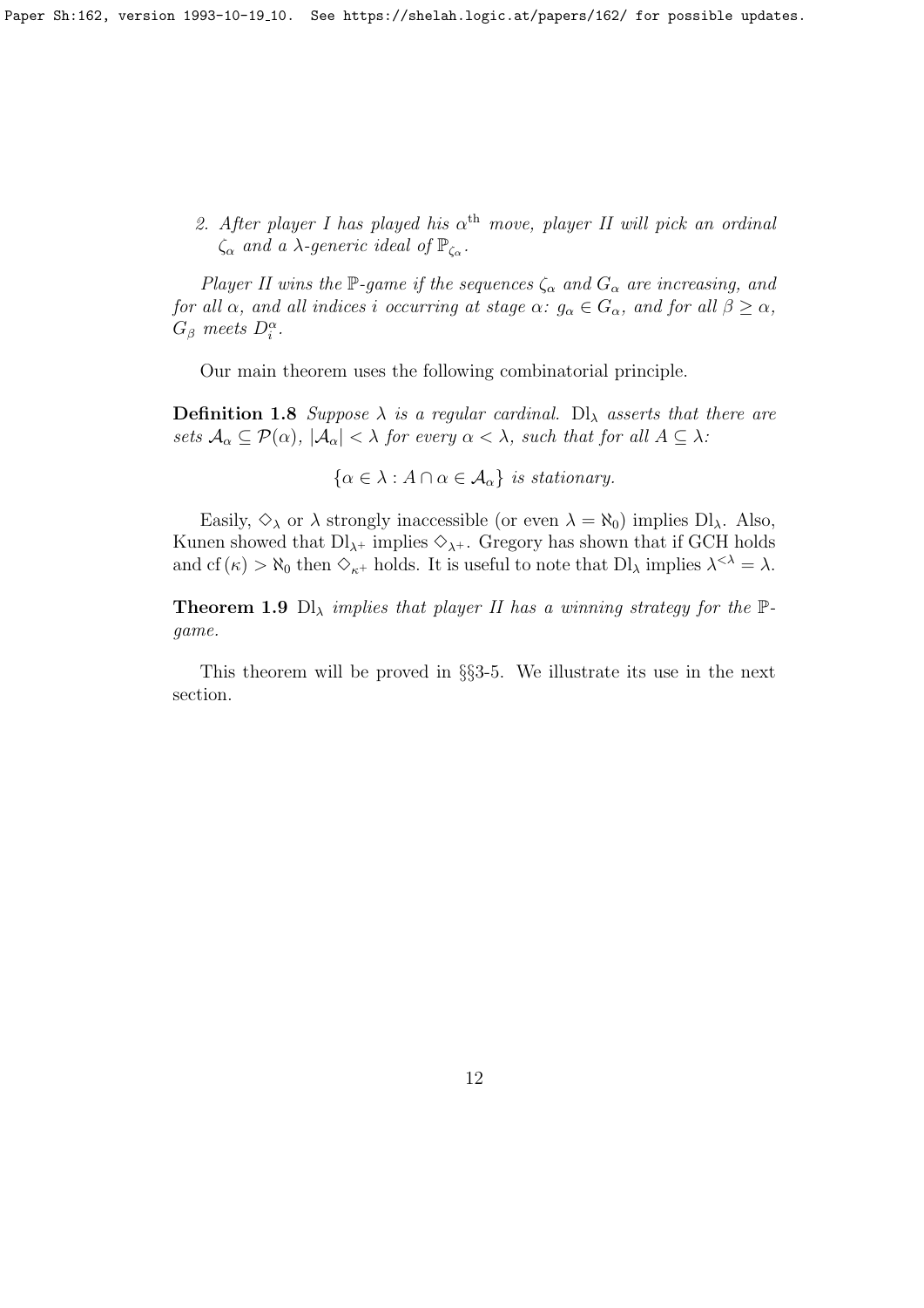2. *After player I has played his $\alpha^{\text{th}}$ move, player II will pick an ordinal $\zeta_\alpha$ and a $\lambda$-generic ideal of $\mathbb{P}_{\zeta_\alpha}$.*

*Player II wins the $\mathbb{P}$-game if the sequences $\zeta_\alpha$ and $G_\alpha$ are increasing, and for all $\alpha$, and all indices $i$ occurring at stage $\alpha$: $g_\alpha \in G_\alpha$, and for all $\beta \geq \alpha$, $G_\beta$ meets $D_i^\alpha$.*

Our main theorem uses the following combinatorial principle.

**Definition 1.8** *Suppose $\lambda$ is a regular cardinal. $\mathrm{Dl}_\lambda$ asserts that there are sets $\mathcal{A}_\alpha \subseteq \mathcal{P}(\alpha)$, $|\mathcal{A}_\alpha| < \lambda$ for every $\alpha < \lambda$, such that for all $A \subseteq \lambda$:*

$$\{\alpha \in \lambda : A \cap \alpha \in \mathcal{A}_\alpha\} \text{ is stationary.}$$

Easily, $\diamondsuit_\lambda$ or $\lambda$ strongly inaccessible (or even $\lambda = \aleph_0$) implies $\mathrm{Dl}_\lambda$. Also, Kunen showed that $\mathrm{Dl}_{\lambda^+}$ implies $\diamondsuit_{\lambda^+}$. Gregory has shown that if GCH holds and $\mathrm{cf}(\kappa) > \aleph_0$ then $\diamondsuit_{\kappa^+}$ holds. It is useful to note that $\mathrm{Dl}_\lambda$ implies $\lambda^{<\lambda} = \lambda$.

**Theorem 1.9** *$\mathrm{Dl}_\lambda$ implies that player II has a winning strategy for the $\mathbb{P}$-game.*

This theorem will be proved in §§3-5. We illustrate its use in the next section.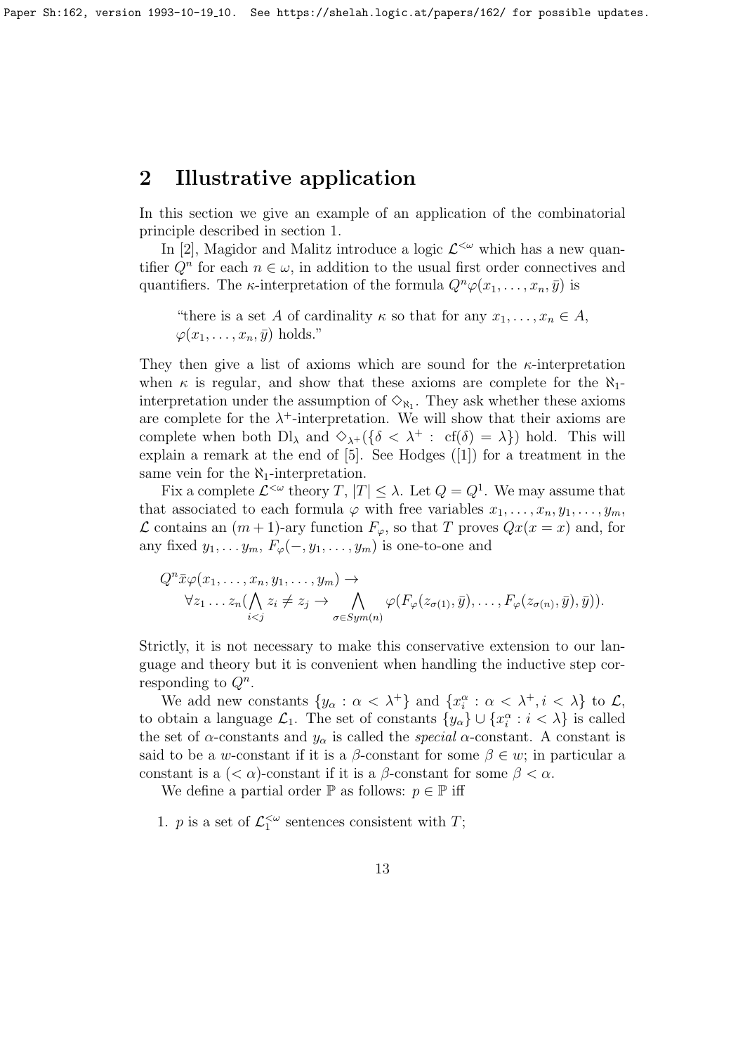## 2 Illustrative application

In this section we give an example of an application of the combinatorial principle described in section 1.

In [2], Magidor and Malitz introduce a logic $\mathcal{L}^{<\omega}$ which has a new quantifier $Q^n$ for each $n \in \omega$, in addition to the usual first order connectives and quantifiers. The $\kappa$-interpretation of the formula $Q^n\varphi(x_1, \ldots, x_n, \bar{y})$ is

> "there is a set $A$ of cardinality $\kappa$ so that for any $x_1, \ldots, x_n \in A$, $\varphi(x_1, \ldots, x_n, \bar{y})$ holds."

They then give a list of axioms which are sound for the $\kappa$-interpretation when $\kappa$ is regular, and show that these axioms are complete for the $\aleph_1$-interpretation under the assumption of $\diamondsuit_{\aleph_1}$. They ask whether these axioms are complete for the $\lambda^+$-interpretation. We will show that their axioms are complete when both $\mathrm{Dl}_\lambda$ and $\diamondsuit_{\lambda^+}(\{\delta < \lambda^+ : \mathrm{cf}(\delta) = \lambda\})$ hold. This will explain a remark at the end of [5]. See Hodges ([1]) for a treatment in the same vein for the $\aleph_1$-interpretation.

Fix a complete $\mathcal{L}^{<\omega}$ theory $T$, $|T| \leq \lambda$. Let $Q = Q^1$. We may assume that that associated to each formula $\varphi$ with free variables $x_1, \ldots, x_n, y_1, \ldots, y_m$, $\mathcal{L}$ contains an $(m+1)$-ary function $F_\varphi$, so that $T$ proves $Qx(x = x)$ and, for any fixed $y_1, \ldots y_m$, $F_\varphi(-, y_1, \ldots, y_m)$ is one-to-one and

$$Q^n\bar{x}\varphi(x_1, \ldots, x_n, y_1, \ldots, y_m) \rightarrow$$
$$\quad \forall z_1 \ldots z_n(\bigwedge_{i<j} z_i \neq z_j \rightarrow \bigwedge_{\sigma \in Sym(n)} \varphi(F_\varphi(z_{\sigma(1)}, \bar{y}), \ldots, F_\varphi(z_{\sigma(n)}, \bar{y}), \bar{y})).$$

Strictly, it is not necessary to make this conservative extension to our language and theory but it is convenient when handling the inductive step corresponding to $Q^n$.

We add new constants $\{y_\alpha : \alpha < \lambda^+\}$ and $\{x_i^\alpha : \alpha < \lambda^+, i < \lambda\}$ to $\mathcal{L}$, to obtain a language $\mathcal{L}_1$. The set of constants $\{y_\alpha\} \cup \{x_i^\alpha : i < \lambda\}$ is called the set of $\alpha$-constants and $y_\alpha$ is called the *special* $\alpha$-constant. A constant is said to be a $w$-constant if it is a $\beta$-constant for some $\beta \in w$; in particular a constant is a $(< \alpha)$-constant if it is a $\beta$-constant for some $\beta < \alpha$.

We define a partial order $\mathbb{P}$ as follows: $p \in \mathbb{P}$ iff

1. $p$ is a set of $\mathcal{L}_1^{<\omega}$ sentences consistent with $T$;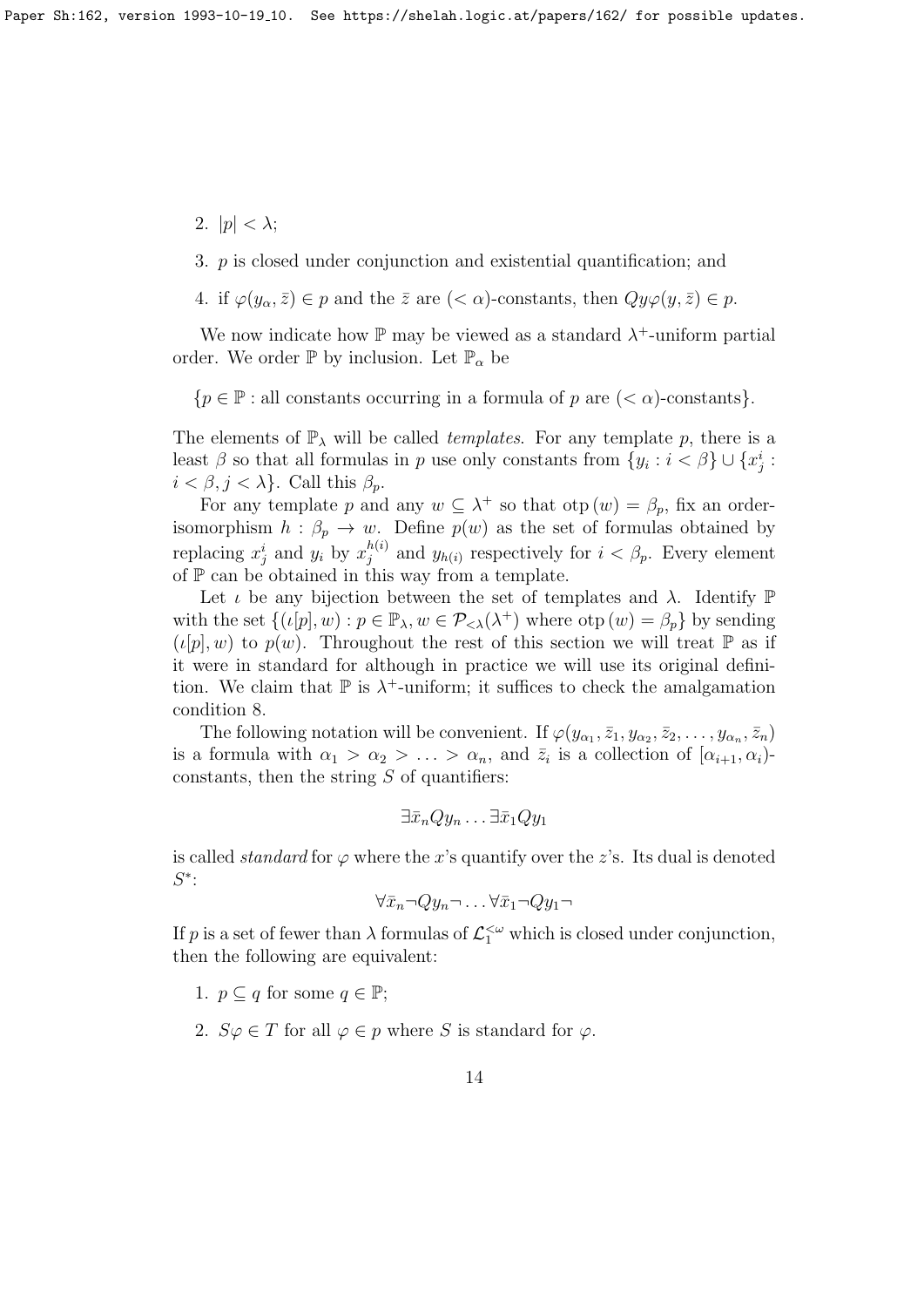2. $|p| < \lambda$;

3. $p$ is closed under conjunction and existential quantification; and

4. if $\varphi(y_\alpha, \bar{z}) \in p$ and the $\bar{z}$ are $(< \alpha)$-constants, then $Qy\varphi(y, \bar{z}) \in p$.

We now indicate how $\mathbb{P}$ may be viewed as a standard $\lambda^+$-uniform partial order. We order $\mathbb{P}$ by inclusion. Let $\mathbb{P}_\alpha$ be

$\{p \in \mathbb{P} :$ all constants occurring in a formula of $p$ are $(< \alpha)$-constants$\}$.

The elements of $\mathbb{P}_\lambda$ will be called *templates*. For any template $p$, there is a least $\beta$ so that all formulas in $p$ use only constants from $\{y_i : i < \beta\} \cup \{x^i_j : i < \beta, j < \lambda\}$. Call this $\beta_p$.

For any template $p$ and any $w \subseteq \lambda^+$ so that $\operatorname{otp}(w) = \beta_p$, fix an order-isomorphism $h : \beta_p \to w$. Define $p(w)$ as the set of formulas obtained by replacing $x^i_j$ and $y_i$ by $x^{h(i)}_j$ and $y_{h(i)}$ respectively for $i < \beta_p$. Every element of $\mathbb{P}$ can be obtained in this way from a template.

Let $\iota$ be any bijection between the set of templates and $\lambda$. Identify $\mathbb{P}$ with the set $\{(\iota[p], w) : p \in \mathbb{P}_\lambda, w \in \mathcal{P}_{<\lambda}(\lambda^+)$ where $\operatorname{otp}(w) = \beta_p\}$ by sending $(\iota[p], w)$ to $p(w)$. Throughout the rest of this section we will treat $\mathbb{P}$ as if it were in standard for although in practice we will use its original definition. We claim that $\mathbb{P}$ is $\lambda^+$-uniform; it suffices to check the amalgamation condition 8.

The following notation will be convenient. If $\varphi(y_{\alpha_1}, \bar{z}_1, y_{\alpha_2}, \bar{z}_2, \ldots, y_{\alpha_n}, \bar{z}_n)$ is a formula with $\alpha_1 > \alpha_2 > \ldots > \alpha_n$, and $\bar{z}_i$ is a collection of $[\alpha_{i+1}, \alpha_i)$-constants, then the string $S$ of quantifiers:

$$\exists \bar{x}_n Q y_n \ldots \exists \bar{x}_1 Q y_1$$

is called *standard* for $\varphi$ where the $x$'s quantify over the $z$'s. Its dual is denoted $S^*$:

$$\forall \bar{x}_n \neg Q y_n \neg \ldots \forall \bar{x}_1 \neg Q y_1 \neg$$

If $p$ is a set of fewer than $\lambda$ formulas of $\mathcal{L}^{<\omega}_1$ which is closed under conjunction, then the following are equivalent:

1. $p \subseteq q$ for some $q \in \mathbb{P}$;

2. $S\varphi \in T$ for all $\varphi \in p$ where $S$ is standard for $\varphi$.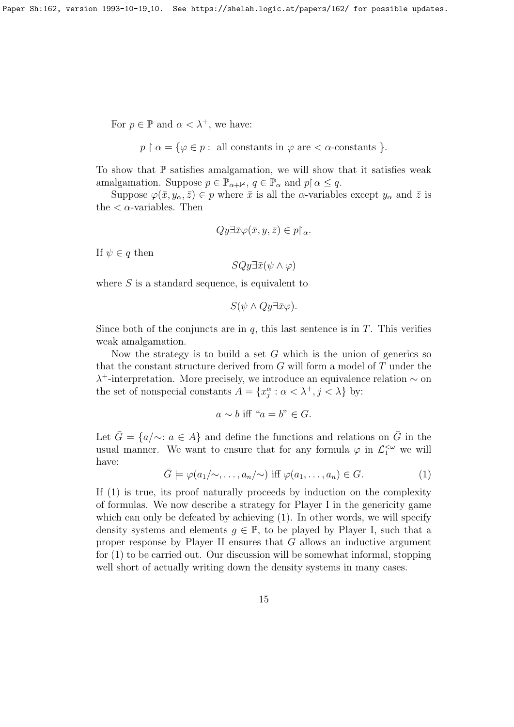For $p \in \mathbb{P}$ and $\alpha < \lambda^+$, we have:

$$p \restriction \alpha = \{\varphi \in p : \text{ all constants in } \varphi \text{ are } < \alpha\text{-constants } \}.$$

To show that $\mathbb{P}$ satisfies amalgamation, we will show that it satisfies weak amalgamation. Suppose $p \in \mathbb{P}_{\alpha+\varkappa}$, $q \in \mathbb{P}_\alpha$ and $p{\restriction}\alpha \leq q$.

Suppose $\varphi(\bar{x}, y_\alpha, \bar{z}) \in p$ where $\bar{x}$ is all the $\alpha$-variables except $y_\alpha$ and $\bar{z}$ is the $< \alpha$-variables. Then

$$Qy \exists \bar{x} \varphi(\bar{x}, y, \bar{z}) \in p{\restriction}_\alpha.$$

If $\psi \in q$ then

$$SQy\exists\bar{x}(\psi \wedge \varphi)$$

where $S$ is a standard sequence, is equivalent to

$$S(\psi \wedge Qy\exists\bar{x}\varphi).$$

Since both of the conjuncts are in $q$, this last sentence is in $T$. This verifies weak amalgamation.

Now the strategy is to build a set $G$ which is the union of generics so that the constant structure derived from $G$ will form a model of $T$ under the $\lambda^+$-interpretation. More precisely, we introduce an equivalence relation $\sim$ on the set of nonspecial constants $A = \{x^\alpha_j : \alpha < \lambda^+, j < \lambda\}$ by:

$$a \sim b \text{ iff "} a = b \text{"} \in G.$$

Let $\bar{G} = \{a/{\sim}\colon a \in A\}$ and define the functions and relations on $\bar{G}$ in the usual manner. We want to ensure that for any formula $\varphi$ in $\mathcal{L}^{<\omega}_1$ we will have:

$$\bar{G} \models \varphi(a_1/{\sim}, \ldots, a_n/{\sim}) \text{ iff } \varphi(a_1, \ldots, a_n) \in G. \tag{1}$$

If (1) is true, its proof naturally proceeds by induction on the complexity of formulas. We now describe a strategy for Player I in the genericity game which can only be defeated by achieving (1). In other words, we will specify density systems and elements $g \in \mathbb{P}$, to be played by Player I, such that a proper response by Player II ensures that $G$ allows an inductive argument for (1) to be carried out. Our discussion will be somewhat informal, stopping well short of actually writing down the density systems in many cases.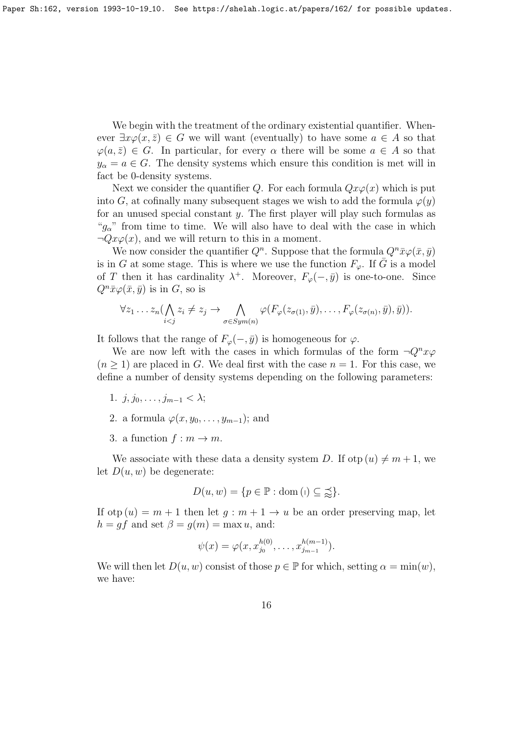We begin with the treatment of the ordinary existential quantifier. Whenever $\exists x \varphi(x, \bar{z}) \in G$ we will want (eventually) to have some $a \in A$ so that $\varphi(a, \bar{z}) \in G$. In particular, for every $\alpha$ there will be some $a \in A$ so that $y_\alpha = a \in G$. The density systems which ensure this condition is met will in fact be 0-density systems.

Next we consider the quantifier $Q$. For each formula $Qx\varphi(x)$ which is put into $G$, at cofinally many subsequent stages we wish to add the formula $\varphi(y)$ for an unused special constant $y$. The first player will play such formulas as "$g_\alpha$" from time to time. We will also have to deal with the case in which $\neg Qx\varphi(x)$, and we will return to this in a moment.

We now consider the quantifier $Q^n$. Suppose that the formula $Q^n \bar{x} \varphi(\bar{x}, \bar{y})$ is in $G$ at some stage. This is where we use the function $F_\varphi$. If $\bar{G}$ is a model of $T$ then it has cardinality $\lambda^+$. Moreover, $F_\varphi(-, \bar{y})$ is one-to-one. Since $Q^n \bar{x} \varphi(\bar{x}, \bar{y})$ is in $G$, so is

$$\forall z_1 \ldots z_n (\bigwedge_{i<j} z_i \neq z_j \rightarrow \bigwedge_{\sigma \in Sym(n)} \varphi(F_\varphi(z_{\sigma(1)}, \bar{y}), \ldots, F_\varphi(z_{\sigma(n)}, \bar{y}), \bar{y})).$$

It follows that the range of $F_\varphi(-, \bar{y})$ is homogeneous for $\varphi$.

We are now left with the cases in which formulas of the form $\neg Q^n x \varphi$ $(n \geq 1)$ are placed in $G$. We deal first with the case $n = 1$. For this case, we define a number of density systems depending on the following parameters:

1. $j, j_0, \ldots, j_{m-1} < \lambda$;
2. a formula $\varphi(x, y_0, \ldots, y_{m-1})$; and
3. a function $f : m \to m$.

We associate with these data a density system $D$. If $\operatorname{otp}(u) \neq m+1$, we let $D(u, w)$ be degenerate:

$$D(u, w) = \{p \in \mathbb{P} : \operatorname{dom}(\imath) \subseteq \precsim\}.$$

If $\operatorname{otp}(u) = m + 1$ then let $g : m + 1 \to u$ be an order preserving map, let $h = gf$ and set $\beta = g(m) = \max u$, and:

$$\psi(x) = \varphi(x, x_{j_0}^{h(0)}, \ldots, x_{j_{m-1}}^{h(m-1)}).$$

We will then let $D(u, w)$ consist of those $p \in \mathbb{P}$ for which, setting $\alpha = \min(w)$, we have: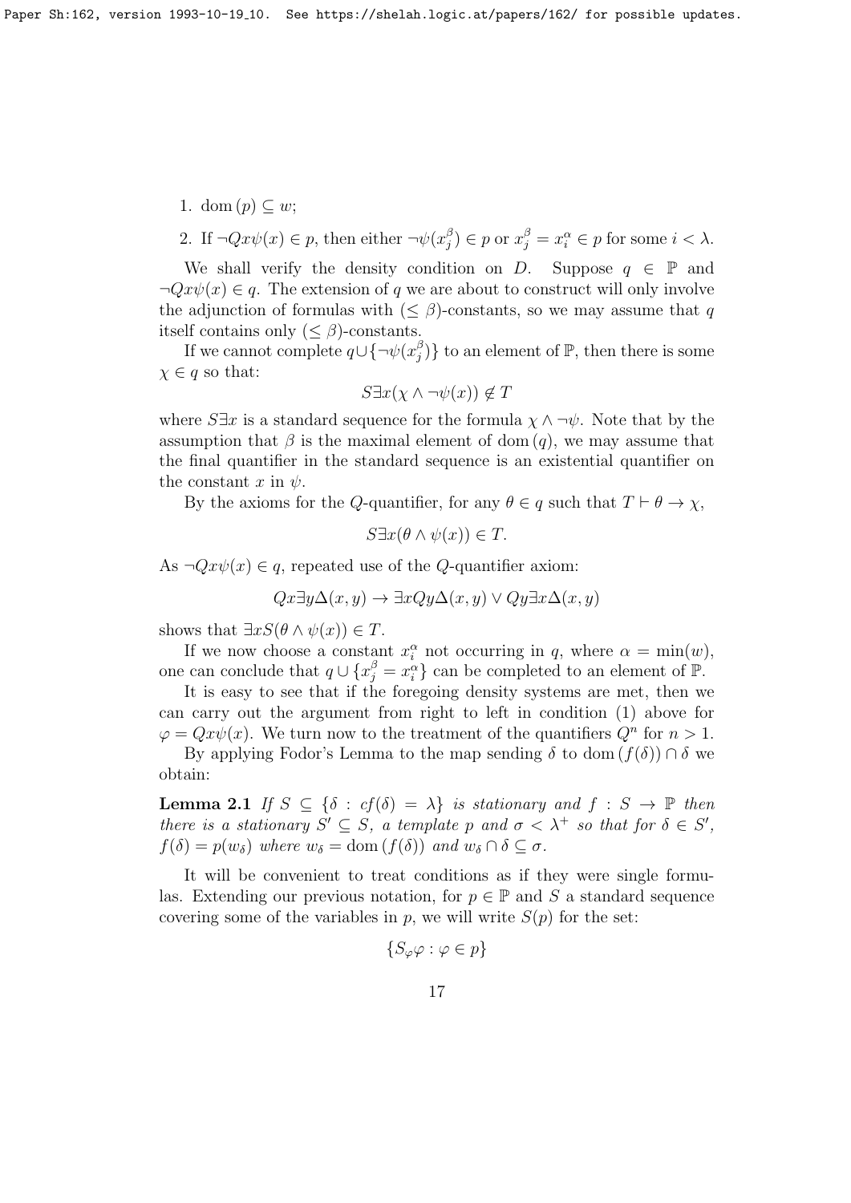1. $\mathrm{dom}\,(p) \subseteq w$;
2. If $\neg Qx\psi(x) \in p$, then either $\neg\psi(x^\beta_j) \in p$ or $x^\beta_j = x^\alpha_i \in p$ for some $i < \lambda$.

We shall verify the density condition on $D$. Suppose $q \in \mathbb{P}$ and $\neg Qx\psi(x) \in q$. The extension of $q$ we are about to construct will only involve the adjunction of formulas with $(\leq \beta)$-constants, so we may assume that $q$ itself contains only $(\leq \beta)$-constants.

If we cannot complete $q \cup \{\neg\psi(x^\beta_j)\}$ to an element of $\mathbb{P}$, then there is some $\chi \in q$ so that:

$$S\exists x(\chi \wedge \neg\psi(x)) \notin T$$

where $S\exists x$ is a standard sequence for the formula $\chi \wedge \neg\psi$. Note that by the assumption that $\beta$ is the maximal element of $\mathrm{dom}\,(q)$, we may assume that the final quantifier in the standard sequence is an existential quantifier on the constant $x$ in $\psi$.

By the axioms for the $Q$-quantifier, for any $\theta \in q$ such that $T \vdash \theta \to \chi$,

$$S\exists x(\theta \wedge \psi(x)) \in T.$$

As $\neg Qx\psi(x) \in q$, repeated use of the $Q$-quantifier axiom:

$$Qx\exists y\Delta(x, y) \to \exists xQy\Delta(x, y) \vee Qy\exists x\Delta(x, y)$$

shows that $\exists xS(\theta \wedge \psi(x)) \in T$.

If we now choose a constant $x^\alpha_i$ not occurring in $q$, where $\alpha = \min(w)$, one can conclude that $q \cup \{x^\beta_j = x^\alpha_i\}$ can be completed to an element of $\mathbb{P}$.

It is easy to see that if the foregoing density systems are met, then we can carry out the argument from right to left in condition (1) above for $\varphi = Qx\psi(x)$. We turn now to the treatment of the quantifiers $Q^n$ for $n > 1$.

By applying Fodor's Lemma to the map sending $\delta$ to $\mathrm{dom}\,(f(\delta)) \cap \delta$ we obtain:

**Lemma 2.1** *If $S \subseteq \{\delta : cf(\delta) = \lambda\}$ is stationary and $f : S \to \mathbb{P}$ then there is a stationary $S' \subseteq S$, a template $p$ and $\sigma < \lambda^+$ so that for $\delta \in S'$, $f(\delta) = p(w_\delta)$ where $w_\delta = \mathrm{dom}\,(f(\delta))$ and $w_\delta \cap \delta \subseteq \sigma$.*

It will be convenient to treat conditions as if they were single formulas. Extending our previous notation, for $p \in \mathbb{P}$ and $S$ a standard sequence covering some of the variables in $p$, we will write $S(p)$ for the set:

$$\{S_\varphi\varphi : \varphi \in p\}$$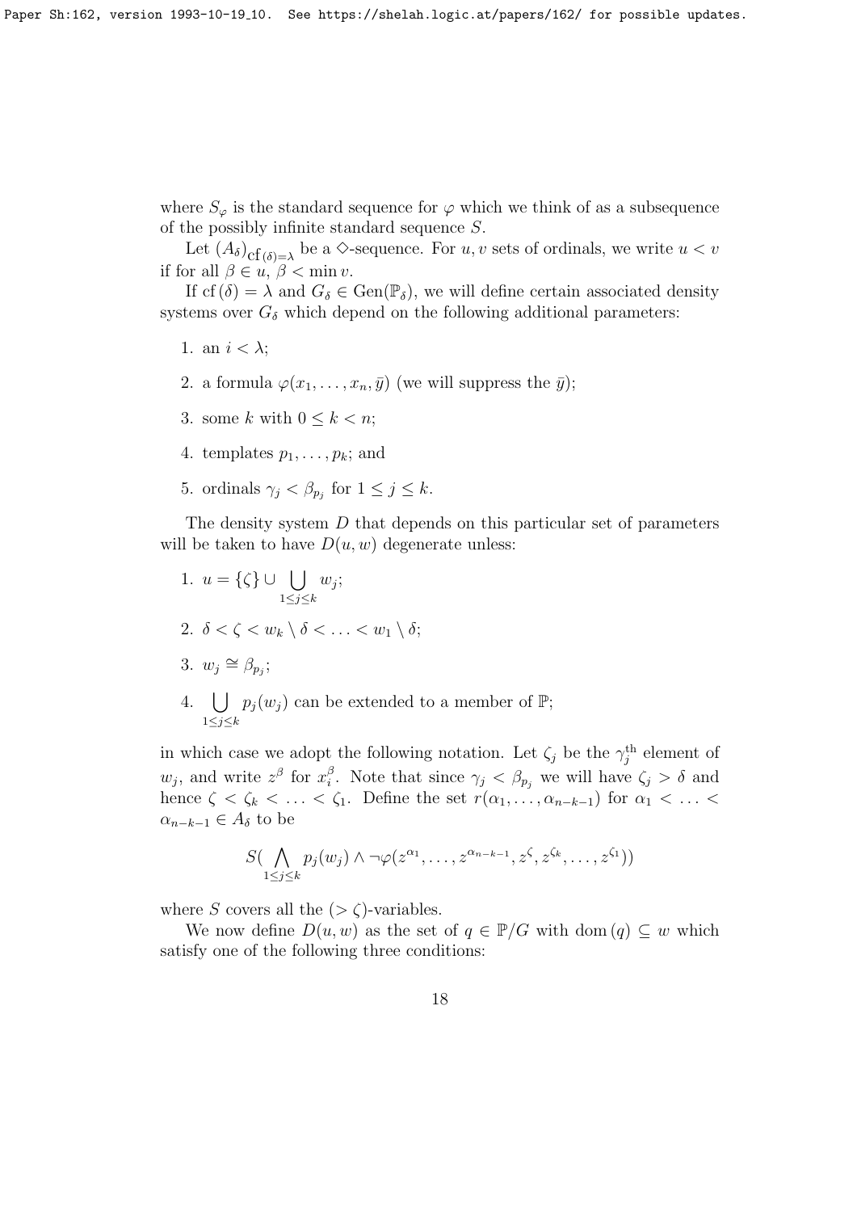where $S_\varphi$ is the standard sequence for $\varphi$ which we think of as a subsequence of the possibly infinite standard sequence $S$.

Let $(A_\delta)_{\text{cf}(\delta)=\lambda}$ be a $\diamondsuit$-sequence. For $u, v$ sets of ordinals, we write $u < v$ if for all $\beta \in u$, $\beta < \min v$.

If $\text{cf}(\delta) = \lambda$ and $G_\delta \in \text{Gen}(\mathbb{P}_\delta)$, we will define certain associated density systems over $G_\delta$ which depend on the following additional parameters:

1. an $i < \lambda$;
2. a formula $\varphi(x_1, \ldots, x_n, \bar{y})$ (we will suppress the $\bar{y}$);
3. some $k$ with $0 \leq k < n$;
4. templates $p_1, \ldots, p_k$; and
5. ordinals $\gamma_j < \beta_{p_j}$ for $1 \leq j \leq k$.

The density system $D$ that depends on this particular set of parameters will be taken to have $D(u, w)$ degenerate unless:

1. $u = \{\zeta\} \cup \bigcup_{1 \leq j \leq k} w_j$;
2. $\delta < \zeta < w_k \setminus \delta < \ldots < w_1 \setminus \delta$;
3. $w_j \cong \beta_{p_j}$;
4. $\bigcup_{1 \leq j \leq k} p_j(w_j)$ can be extended to a member of $\mathbb{P}$;

in which case we adopt the following notation. Let $\zeta_j$ be the $\gamma_j^{\text{th}}$ element of $w_j$, and write $z^\beta$ for $x_i^\beta$. Note that since $\gamma_j < \beta_{p_j}$ we will have $\zeta_j > \delta$ and hence $\zeta < \zeta_k < \ldots < \zeta_1$. Define the set $r(\alpha_1, \ldots, \alpha_{n-k-1})$ for $\alpha_1 < \ldots < \alpha_{n-k-1} \in A_\delta$ to be

$$S(\bigwedge_{1 \leq j \leq k} p_j(w_j) \wedge \neg\varphi(z^{\alpha_1}, \ldots, z^{\alpha_{n-k-1}}, z^\zeta, z^{\zeta_k}, \ldots, z^{\zeta_1}))$$

where $S$ covers all the $(> \zeta)$-variables.

We now define $D(u, w)$ as the set of $q \in \mathbb{P}/G$ with $\text{dom}(q) \subseteq w$ which satisfy one of the following three conditions: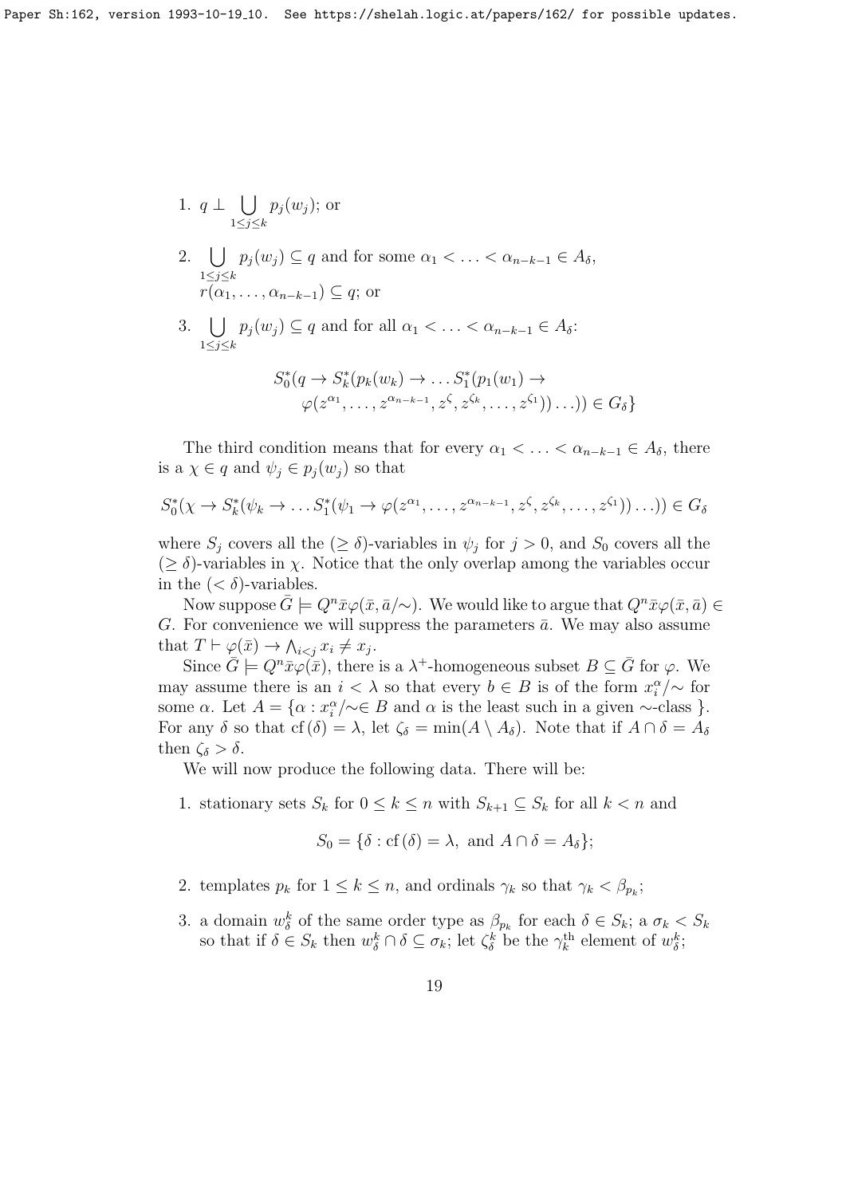1. $q \perp \bigcup_{1 \leq j \leq k} p_j(w_j)$; or

2. $\bigcup_{1 \leq j \leq k} p_j(w_j) \subseteq q$ and for some $\alpha_1 < \ldots < \alpha_{n-k-1} \in A_\delta$, $r(\alpha_1, \ldots, \alpha_{n-k-1}) \subseteq q$; or

3. $\bigcup_{1 \leq j \leq k} p_j(w_j) \subseteq q$ and for all $\alpha_1 < \ldots < \alpha_{n-k-1} \in A_\delta$:

$$S_0^*(q \to S_k^*(p_k(w_k) \to \ldots S_1^*(p_1(w_1) \to \varphi(z^{\alpha_1}, \ldots, z^{\alpha_{n-k-1}}, z^\zeta, z^{\zeta_k}, \ldots, z^{\zeta_1})) \ldots)) \in G_\delta\}$$

The third condition means that for every $\alpha_1 < \ldots < \alpha_{n-k-1} \in A_\delta$, there is a $\chi \in q$ and $\psi_j \in p_j(w_j)$ so that

$$S_0^*(\chi \to S_k^*(\psi_k \to \ldots S_1^*(\psi_1 \to \varphi(z^{\alpha_1}, \ldots, z^{\alpha_{n-k-1}}, z^\zeta, z^{\zeta_k}, \ldots, z^{\zeta_1})) \ldots)) \in G_\delta$$

where $S_j$ covers all the $(\geq \delta)$-variables in $\psi_j$ for $j > 0$, and $S_0$ covers all the $(\geq \delta)$-variables in $\chi$. Notice that the only overlap among the variables occur in the $(< \delta)$-variables.

Now suppose $\bar{G} \models Q^n \bar{x} \varphi(\bar{x}, \bar{a}/\sim)$. We would like to argue that $Q^n \bar{x} \varphi(\bar{x}, \bar{a}) \in G$. For convenience we will suppress the parameters $\bar{a}$. We may also assume that $T \vdash \varphi(\bar{x}) \to \bigwedge_{i<j} x_i \neq x_j$.

Since $\bar{G} \models Q^n \bar{x} \varphi(\bar{x})$, there is a $\lambda^+$-homogeneous subset $B \subseteq \bar{G}$ for $\varphi$. We may assume there is an $i < \lambda$ so that every $b \in B$ is of the form $x_i^\alpha/\sim$ for some $\alpha$. Let $A = \{\alpha : x_i^\alpha/\sim \in B$ and $\alpha$ is the least such in a given $\sim$-class $\}$. For any $\delta$ so that $\mathrm{cf}(\delta) = \lambda$, let $\zeta_\delta = \min(A \setminus A_\delta)$. Note that if $A \cap \delta = A_\delta$ then $\zeta_\delta > \delta$.

We will now produce the following data. There will be:

1. stationary sets $S_k$ for $0 \leq k \leq n$ with $S_{k+1} \subseteq S_k$ for all $k < n$ and

$$S_0 = \{\delta : \mathrm{cf}(\delta) = \lambda, \text{ and } A \cap \delta = A_\delta\};$$

2. templates $p_k$ for $1 \leq k \leq n$, and ordinals $\gamma_k$ so that $\gamma_k < \beta_{p_k}$;

3. a domain $w_\delta^k$ of the same order type as $\beta_{p_k}$ for each $\delta \in S_k$; a $\sigma_k < S_k$ so that if $\delta \in S_k$ then $w_\delta^k \cap \delta \subseteq \sigma_k$; let $\zeta_\delta^k$ be the $\gamma_k^{\text{th}}$ element of $w_\delta^k$;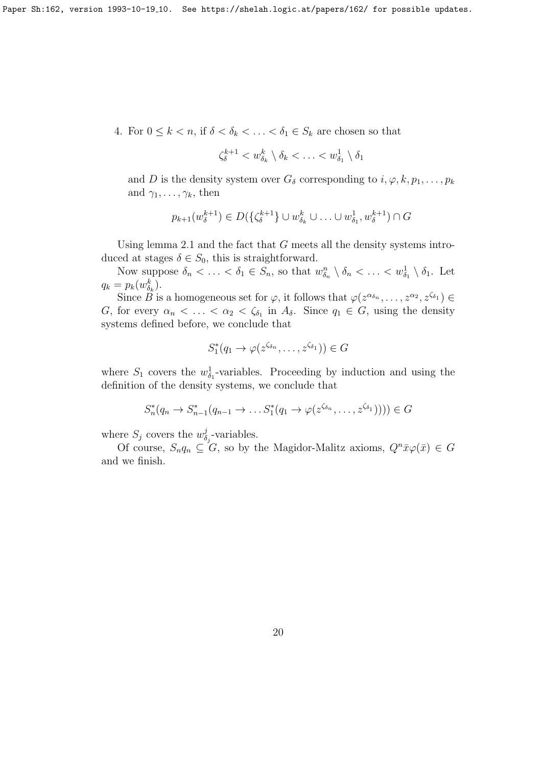4. For $0 \leq k < n$, if $\delta < \delta_k < \ldots < \delta_1 \in S_k$ are chosen so that

   $$\zeta_\delta^{k+1} < w_{\delta_k}^k \setminus \delta_k < \ldots < w_{\delta_1}^1 \setminus \delta_1$$

   and $D$ is the density system over $G_\delta$ corresponding to $i, \varphi, k, p_1, \ldots, p_k$ and $\gamma_1, \ldots, \gamma_k$, then

   $$p_{k+1}(w_\delta^{k+1}) \in D(\{\zeta_\delta^{k+1}\} \cup w_{\delta_k}^k \cup \ldots \cup w_{\delta_1}^1, w_\delta^{k+1}) \cap G$$

Using lemma 2.1 and the fact that $G$ meets all the density systems introduced at stages $\delta \in S_0$, this is straightforward.

Now suppose $\delta_n < \ldots < \delta_1 \in S_n$, so that $w_{\delta_n}^n \setminus \delta_n < \ldots < w_{\delta_1}^1 \setminus \delta_1$. Let $q_k = p_k(w_{\delta_k}^k)$.

Since $B$ is a homogeneous set for $\varphi$, it follows that $\varphi(z^{\alpha_{\delta_n}}, \ldots, z^{\alpha_2}, z^{\zeta_{\delta_1}}) \in G$, for every $\alpha_n < \ldots < \alpha_2 < \zeta_{\delta_1}$ in $A_\delta$. Since $q_1 \in G$, using the density systems defined before, we conclude that

$$S_1^*(q_1 \to \varphi(z^{\zeta_{\delta_n}}, \ldots, z^{\zeta_{\delta_1}})) \in G$$

where $S_1$ covers the $w_{\delta_1}^1$-variables. Proceeding by induction and using the definition of the density systems, we conclude that

$$S_n^*(q_n \to S_{n-1}^*(q_{n-1} \to \ldots S_1^*(q_1 \to \varphi(z^{\zeta_{\delta_n}}, \ldots, z^{\zeta_{\delta_1}})))) \in G$$

where $S_j$ covers the $w_{\delta_j}^j$-variables.

Of course, $S_n q_n \subseteq G$, so by the Magidor-Malitz axioms, $Q^n \bar{x} \varphi(\bar{x}) \in G$ and we finish.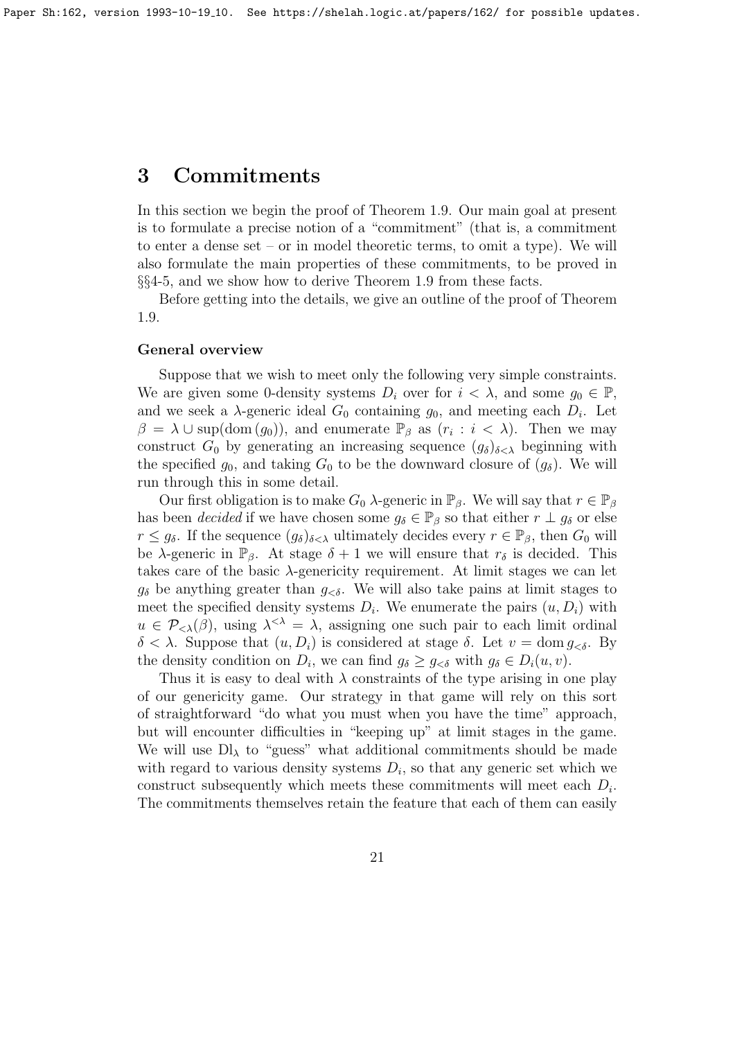# 3 Commitments

In this section we begin the proof of Theorem 1.9. Our main goal at present is to formulate a precise notion of a "commitment" (that is, a commitment to enter a dense set – or in model theoretic terms, to omit a type). We will also formulate the main properties of these commitments, to be proved in §§4-5, and we show how to derive Theorem 1.9 from these facts.

Before getting into the details, we give an outline of the proof of Theorem 1.9.

### General overview

Suppose that we wish to meet only the following very simple constraints. We are given some 0-density systems $D_i$ over for $i < \lambda$, and some $g_0 \in \mathbb{P}$, and we seek a $\lambda$-generic ideal $G_0$ containing $g_0$, and meeting each $D_i$. Let $\beta = \lambda \cup \sup(\mathrm{dom}\,(g_0))$, and enumerate $\mathbb{P}_\beta$ as $(r_i : i < \lambda)$. Then we may construct $G_0$ by generating an increasing sequence $(g_\delta)_{\delta<\lambda}$ beginning with the specified $g_0$, and taking $G_0$ to be the downward closure of $(g_\delta)$. We will run through this in some detail.

Our first obligation is to make $G_0$ $\lambda$-generic in $\mathbb{P}_\beta$. We will say that $r \in \mathbb{P}_\beta$ has been *decided* if we have chosen some $g_\delta \in \mathbb{P}_\beta$ so that either $r \perp g_\delta$ or else $r \le g_\delta$. If the sequence $(g_\delta)_{\delta<\lambda}$ ultimately decides every $r \in \mathbb{P}_\beta$, then $G_0$ will be $\lambda$-generic in $\mathbb{P}_\beta$. At stage $\delta + 1$ we will ensure that $r_\delta$ is decided. This takes care of the basic $\lambda$-genericity requirement. At limit stages we can let $g_\delta$ be anything greater than $g_{<\delta}$. We will also take pains at limit stages to meet the specified density systems $D_i$. We enumerate the pairs $(u, D_i)$ with $u \in \mathcal{P}_{<\lambda}(\beta)$, using $\lambda^{<\lambda} = \lambda$, assigning one such pair to each limit ordinal $\delta < \lambda$. Suppose that $(u, D_i)$ is considered at stage $\delta$. Let $v = \mathrm{dom}\, g_{<\delta}$. By the density condition on $D_i$, we can find $g_\delta \ge g_{<\delta}$ with $g_\delta \in D_i(u, v)$.

Thus it is easy to deal with $\lambda$ constraints of the type arising in one play of our genericity game. Our strategy in that game will rely on this sort of straightforward "do what you must when you have the time" approach, but will encounter difficulties in "keeping up" at limit stages in the game. We will use $\mathrm{Dl}_\lambda$ to "guess" what additional commitments should be made with regard to various density systems $D_i$, so that any generic set which we construct subsequently which meets these commitments will meet each $D_i$. The commitments themselves retain the feature that each of them can easily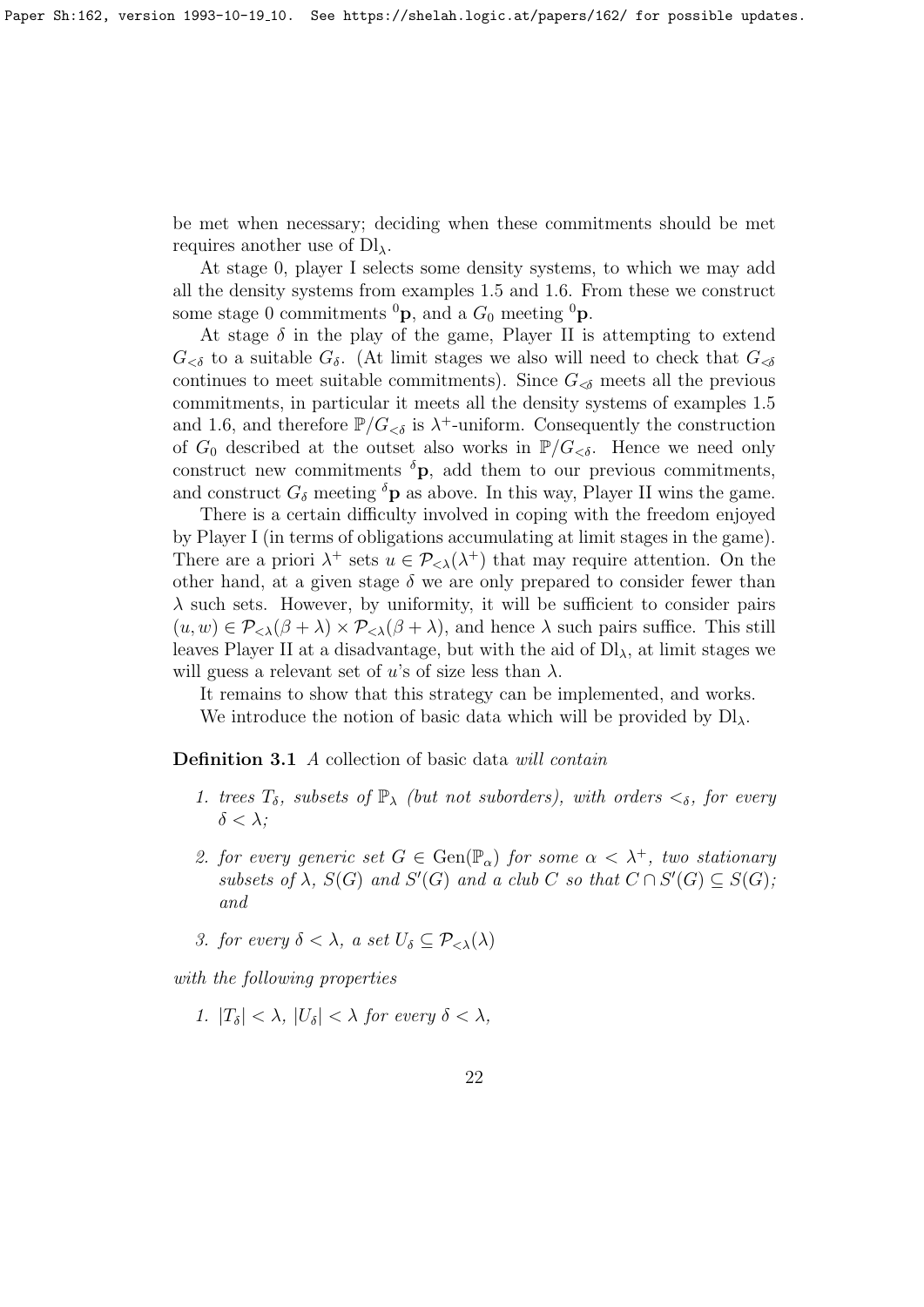be met when necessary; deciding when these commitments should be met requires another use of $\mathrm{Dl}_\lambda$.

At stage 0, player I selects some density systems, to which we may add all the density systems from examples 1.5 and 1.6. From these we construct some stage 0 commitments ${}^0\mathbf{p}$, and a $G_0$ meeting ${}^0\mathbf{p}$.

At stage $\delta$ in the play of the game, Player II is attempting to extend $G_{<\delta}$ to a suitable $G_\delta$. (At limit stages we also will need to check that $G_{\lessdot\delta}$ continues to meet suitable commitments). Since $G_{\lessdot\delta}$ meets all the previous commitments, in particular it meets all the density systems of examples 1.5 and 1.6, and therefore $\mathbb{P}/G_{<\delta}$ is $\lambda^+$-uniform. Consequently the construction of $G_0$ described at the outset also works in $\mathbb{P}/G_{<\delta}$. Hence we need only construct new commitments ${}^\delta\mathbf{p}$, add them to our previous commitments, and construct $G_\delta$ meeting ${}^\delta\mathbf{p}$ as above. In this way, Player II wins the game.

There is a certain difficulty involved in coping with the freedom enjoyed by Player I (in terms of obligations accumulating at limit stages in the game). There are a priori $\lambda^+$ sets $u \in \mathcal{P}_{<\lambda}(\lambda^+)$ that may require attention. On the other hand, at a given stage $\delta$ we are only prepared to consider fewer than $\lambda$ such sets. However, by uniformity, it will be sufficient to consider pairs $(u, w) \in \mathcal{P}_{<\lambda}(\beta + \lambda) \times \mathcal{P}_{<\lambda}(\beta + \lambda)$, and hence $\lambda$ such pairs suffice. This still leaves Player II at a disadvantage, but with the aid of $\mathrm{Dl}_\lambda$, at limit stages we will guess a relevant set of $u$'s of size less than $\lambda$.

It remains to show that this strategy can be implemented, and works.

We introduce the notion of basic data which will be provided by $\mathrm{Dl}_\lambda$.

**Definition 3.1** *A collection of basic data will contain*

1. *trees $T_\delta$, subsets of $\mathbb{P}_\lambda$ (but not suborders), with orders $<_\delta$, for every $\delta < \lambda$;*
2. *for every generic set $G \in \mathrm{Gen}(\mathbb{P}_\alpha)$ for some $\alpha < \lambda^+$, two stationary subsets of $\lambda$, $S(G)$ and $S'(G)$ and a club $C$ so that $C \cap S'(G) \subseteq S(G)$; and*
3. *for every $\delta < \lambda$, a set $U_\delta \subseteq \mathcal{P}_{<\lambda}(\lambda)$*

*with the following properties*

1. *$|T_\delta| < \lambda$, $|U_\delta| < \lambda$ for every $\delta < \lambda$,*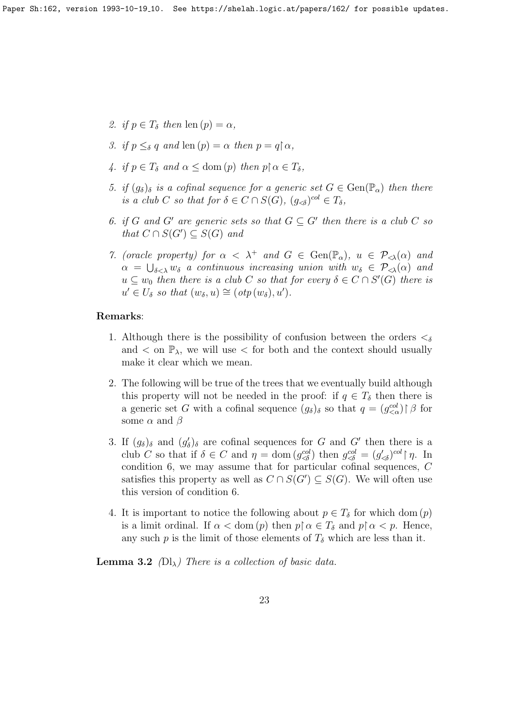2. *if $p \in T_\delta$ then* $\text{len}\,(p) = \alpha$,

3. *if $p \leq_\delta q$ and $\text{len}\,(p) = \alpha$ then $p = q\restriction\alpha$,*

4. *if $p \in T_\delta$ and $\alpha \leq \text{dom}\,(p)$ then $p\restriction\alpha \in T_\delta$,*

5. *if $(g_\delta)_\delta$ is a cofinal sequence for a generic set $G \in \text{Gen}(\mathbb{P}_\alpha)$ then there is a club $C$ so that for $\delta \in C \cap S(G)$, $(g_{\lessdot\delta})^{col} \in T_\delta$,*

6. *if $G$ and $G'$ are generic sets so that $G \subseteq G'$ then there is a club $C$ so that $C \cap S(G') \subseteq S(G)$ and*

7. *(oracle property) for $\alpha < \lambda^+$ and $G \in \text{Gen}(\mathbb{P}_\alpha)$, $u \in \mathcal{P}_{<\lambda}(\alpha)$ and $\alpha = \bigcup_{\delta<\lambda} w_\delta$ a continuous increasing union with $w_\delta \in \mathcal{P}_{<\lambda}(\alpha)$ and $u \subseteq w_0$ then there is a club $C$ so that for every $\delta \in C \cap S'(G)$ there is $u' \in U_\delta$ so that $(w_\delta, u) \cong (otp\,(w_\delta), u')$.*

**Remarks**:

1. Although there is the possibility of confusion between the orders $<_\delta$ and $<$ on $\mathbb{P}_\lambda$, we will use $<$ for both and the context should usually make it clear which we mean.

2. The following will be true of the trees that we eventually build although this property will not be needed in the proof: if $q \in T_\delta$ then there is a generic set $G$ with a cofinal sequence $(g_\delta)_\delta$ so that $q = (g^{col}_{<\alpha})\restriction\beta$ for some $\alpha$ and $\beta$

3. If $(g_\delta)_\delta$ and $(g'_\delta)_\delta$ are cofinal sequences for $G$ and $G'$ then there is a club $C$ so that if $\delta \in C$ and $\eta = \text{dom}\,(g^{col}_{\lessdot\delta})$ then $g^{col}_{\lessdot\delta} = (g'_{\lessdot\delta})^{col}\restriction\eta$. In condition 6, we may assume that for particular cofinal sequences, $C$ satisfies this property as well as $C \cap S(G') \subseteq S(G)$. We will often use this version of condition 6.

4. It is important to notice the following about $p \in T_\delta$ for which $\text{dom}\,(p)$ is a limit ordinal. If $\alpha < \text{dom}\,(p)$ then $p\restriction\alpha \in T_\delta$ and $p\restriction\alpha < p$. Hence, any such $p$ is the limit of those elements of $T_\delta$ which are less than it.

**Lemma 3.2** *($\text{Dl}_\lambda$) There is a collection of basic data.*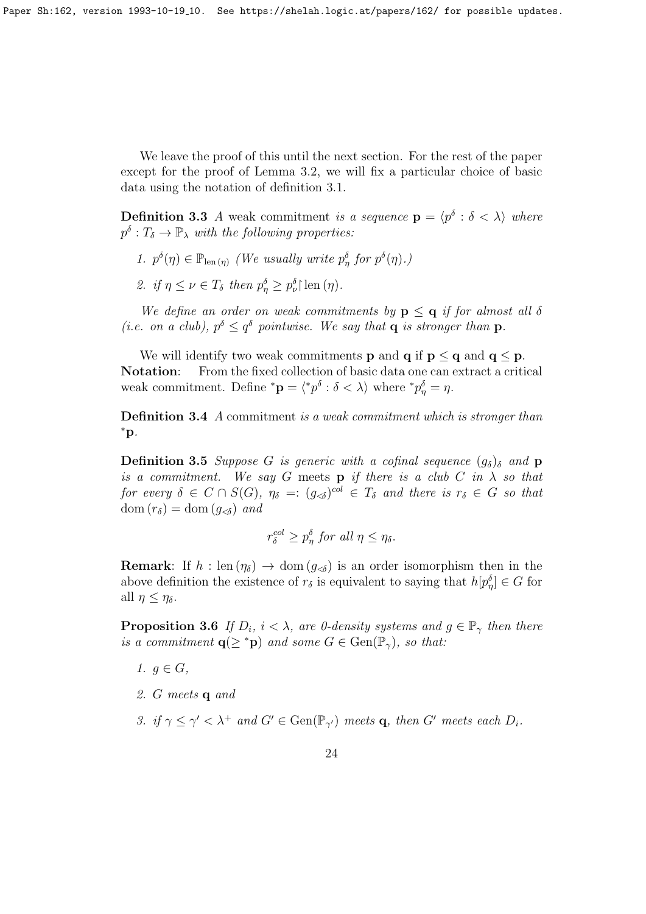We leave the proof of this until the next section. For the rest of the paper except for the proof of Lemma 3.2, we will fix a particular choice of basic data using the notation of definition 3.1.

**Definition 3.3** *A* weak commitment *is a sequence* $\mathbf{p} = \langle p^\delta : \delta < \lambda \rangle$ *where* $p^\delta : T_\delta \to \mathbb{P}_\lambda$ *with the following properties:*

1. $p^\delta(\eta) \in \mathbb{P}_{\mathrm{len}\,(\eta)}$ *(We usually write* $p^\delta_\eta$ *for* $p^\delta(\eta)$*.)*
2. *if* $\eta \leq \nu \in T_\delta$ *then* $p^\delta_\eta \geq p^\delta_\nu \restriction \mathrm{len}\,(\eta)$.

*We define an order on weak commitments by* $\mathbf{p} \leq \mathbf{q}$ *if for almost all* $\delta$ *(i.e. on a club),* $p^\delta \leq q^\delta$ *pointwise. We say that* $\mathbf{q}$ *is stronger than* $\mathbf{p}$.

We will identify two weak commitments $\mathbf{p}$ and $\mathbf{q}$ if $\mathbf{p} \leq \mathbf{q}$ and $\mathbf{q} \leq \mathbf{p}$.

**Notation**: From the fixed collection of basic data one can extract a critical weak commitment. Define ${}^*\mathbf{p} = \langle {}^*p^\delta : \delta < \lambda \rangle$ where ${}^*p^\delta_\eta = \eta$.

**Definition 3.4** *A* commitment *is a weak commitment which is stronger than* ${}^*\mathbf{p}$.

**Definition 3.5** *Suppose* $G$ *is generic with a cofinal sequence* $(g_\delta)_\delta$ *and* $\mathbf{p}$ *is a commitment. We say* $G$ meets $\mathbf{p}$ *if there is a club* $C$ *in* $\lambda$ *so that for every* $\delta \in C \cap S(G)$, $\eta_\delta =: (g_{\lessdot\delta})^{col} \in T_\delta$ *and there is* $r_\delta \in G$ *so that* $\mathrm{dom}\,(r_\delta) = \mathrm{dom}\,(g_{\lessdot\delta})$ *and*

$$r^{col}_\delta \geq p^\delta_\eta \text{ for all } \eta \leq \eta_\delta.$$

**Remark**: If $h : \mathrm{len}\,(\eta_\delta) \to \mathrm{dom}\,(g_{\lessdot\delta})$ is an order isomorphism then in the above definition the existence of $r_\delta$ is equivalent to saying that $h[p^\delta_\eta] \in G$ for all $\eta \leq \eta_\delta$.

**Proposition 3.6** *If* $D_i$, $i < \lambda$, *are 0-density systems and* $g \in \mathbb{P}_\gamma$ *then there is a commitment* $\mathbf{q}(\geq {}^*\mathbf{p})$ *and some* $G \in \mathrm{Gen}(\mathbb{P}_\gamma)$, *so that:*

1. $g \in G$,
2. $G$ *meets* $\mathbf{q}$ *and*
3. *if* $\gamma \leq \gamma' < \lambda^+$ *and* $G' \in \mathrm{Gen}(\mathbb{P}_{\gamma'})$ *meets* $\mathbf{q}$, *then* $G'$ *meets each* $D_i$.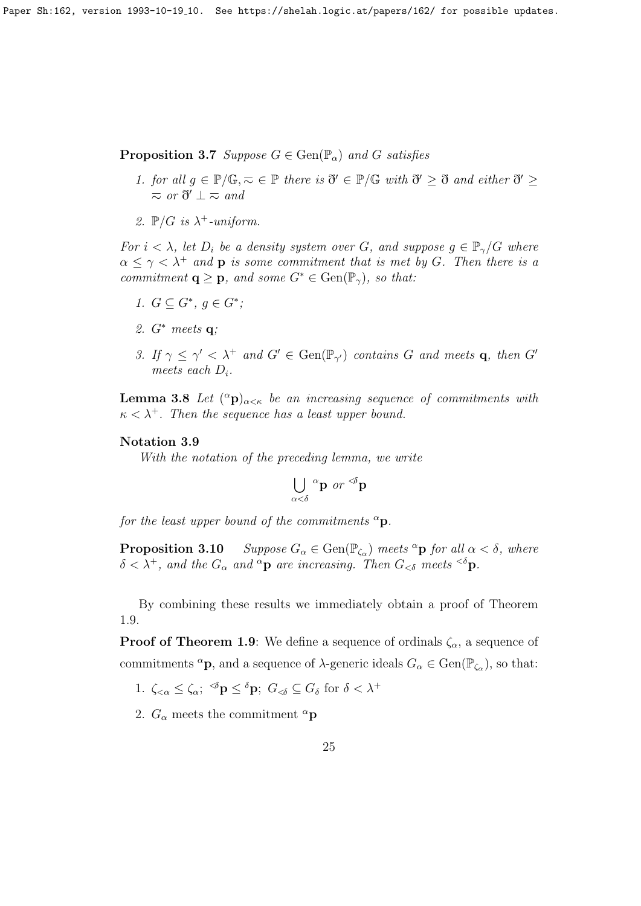**Proposition 3.7** *Suppose $G \in \mathrm{Gen}(\mathbb{P}_\alpha)$ and $G$ satisfies*

1. *for all $g \in \mathbb{P}/\mathbb{G}, \approx \in \mathbb{P}$ there is $\eth' \in \mathbb{P}/\mathbb{G}$ with $\eth' \geq \eth$ and either $\eth' \geq \approx$ or $\eth' \perp \approx$ and*
2. *$\mathbb{P}/G$ is $\lambda^+$-uniform.*

*For $i < \lambda$, let $D_i$ be a density system over $G$, and suppose $g \in \mathbb{P}_\gamma/G$ where $\alpha \leq \gamma < \lambda^+$ and $\mathbf{p}$ is some commitment that is met by $G$. Then there is a commitment $\mathbf{q} \geq \mathbf{p}$, and some $G^* \in \mathrm{Gen}(\mathbb{P}_\gamma)$, so that:*

1. *$G \subseteq G^*$, $g \in G^*$;*
2. *$G^*$ meets $\mathbf{q}$;*
3. *If $\gamma \leq \gamma' < \lambda^+$ and $G' \in \mathrm{Gen}(\mathbb{P}_{\gamma'})$ contains $G$ and meets $\mathbf{q}$, then $G'$ meets each $D_i$.*

**Lemma 3.8** *Let $({}^\alpha\mathbf{p})_{\alpha<\kappa}$ be an increasing sequence of commitments with $\kappa < \lambda^+$. Then the sequence has a least upper bound.*

**Notation 3.9**

*With the notation of the preceding lemma, we write*

$$\bigcup_{\alpha<\delta} {}^\alpha\mathbf{p} \text{ or } {}^{<\delta}\mathbf{p}$$

*for the least upper bound of the commitments ${}^\alpha\mathbf{p}$.*

**Proposition 3.10** *Suppose $G_\alpha \in \mathrm{Gen}(\mathbb{P}_{\zeta_\alpha})$ meets ${}^\alpha\mathbf{p}$ for all $\alpha < \delta$, where $\delta < \lambda^+$, and the $G_\alpha$ and ${}^\alpha\mathbf{p}$ are increasing. Then $G_{<\delta}$ meets ${}^{<\delta}\mathbf{p}$.*

By combining these results we immediately obtain a proof of Theorem 1.9.

**Proof of Theorem 1.9**: We define a sequence of ordinals $\zeta_\alpha$, a sequence of commitments ${}^\alpha\mathbf{p}$, and a sequence of $\lambda$-generic ideals $G_\alpha \in \mathrm{Gen}(\mathbb{P}_{\zeta_\alpha})$, so that:

1. $\zeta_{<\alpha} \leq \zeta_\alpha$; ${}^{<\delta}\mathbf{p} \leq {}^\delta\mathbf{p}$; $G_{<\delta} \subseteq G_\delta$ for $\delta < \lambda^+$
2. $G_\alpha$ meets the commitment ${}^\alpha\mathbf{p}$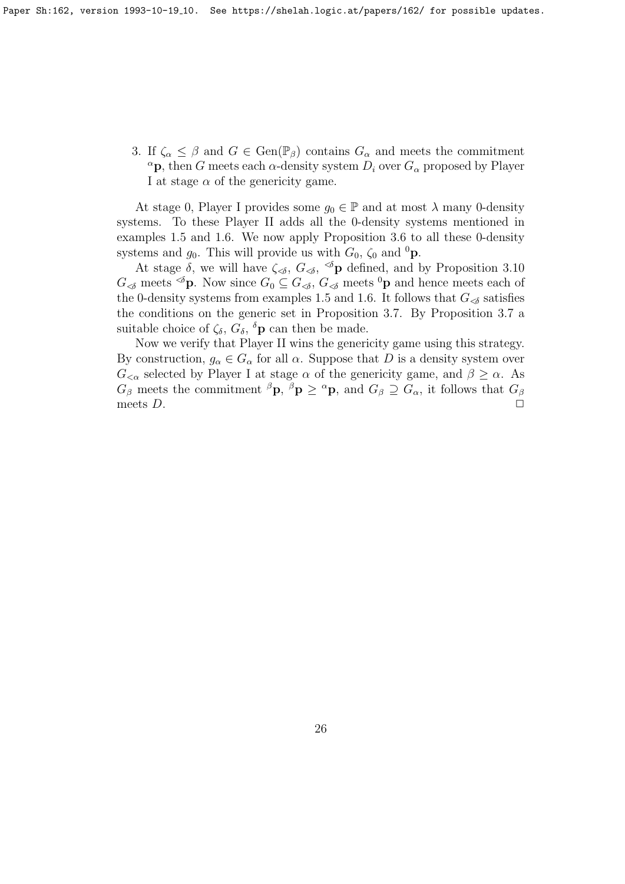3. If $\zeta_\alpha \leq \beta$ and $G \in \text{Gen}(\mathbb{P}_\beta)$ contains $G_\alpha$ and meets the commitment ${}^\alpha\mathbf{p}$, then $G$ meets each $\alpha$-density system $D_i$ over $G_\alpha$ proposed by Player I at stage $\alpha$ of the genericity game.

At stage 0, Player I provides some $g_0 \in \mathbb{P}$ and at most $\lambda$ many 0-density systems. To these Player II adds all the 0-density systems mentioned in examples 1.5 and 1.6. We now apply Proposition 3.6 to all these 0-density systems and $g_0$. This will provide us with $G_0$, $\zeta_0$ and ${}^0\mathbf{p}$.

At stage $\delta$, we will have $\zeta_{\lessdot\delta}$, $G_{\lessdot\delta}$, ${}^{\lessdot\delta}\mathbf{p}$ defined, and by Proposition 3.10 $G_{\lessdot\delta}$ meets ${}^{\lessdot\delta}\mathbf{p}$. Now since $G_0 \subseteq G_{\lessdot\delta}$, $G_{\lessdot\delta}$ meets ${}^0\mathbf{p}$ and hence meets each of the 0-density systems from examples 1.5 and 1.6. It follows that $G_{\lessdot\delta}$ satisfies the conditions on the generic set in Proposition 3.7. By Proposition 3.7 a suitable choice of $\zeta_\delta$, $G_\delta$, ${}^\delta\mathbf{p}$ can then be made.

Now we verify that Player II wins the genericity game using this strategy. By construction, $g_\alpha \in G_\alpha$ for all $\alpha$. Suppose that $D$ is a density system over $G_{<\alpha}$ selected by Player I at stage $\alpha$ of the genericity game, and $\beta \geq \alpha$. As $G_\beta$ meets the commitment ${}^\beta\mathbf{p}$, ${}^\beta\mathbf{p} \geq {}^\alpha\mathbf{p}$, and $G_\beta \supseteq G_\alpha$, it follows that $G_\beta$ meets $D$. $\square$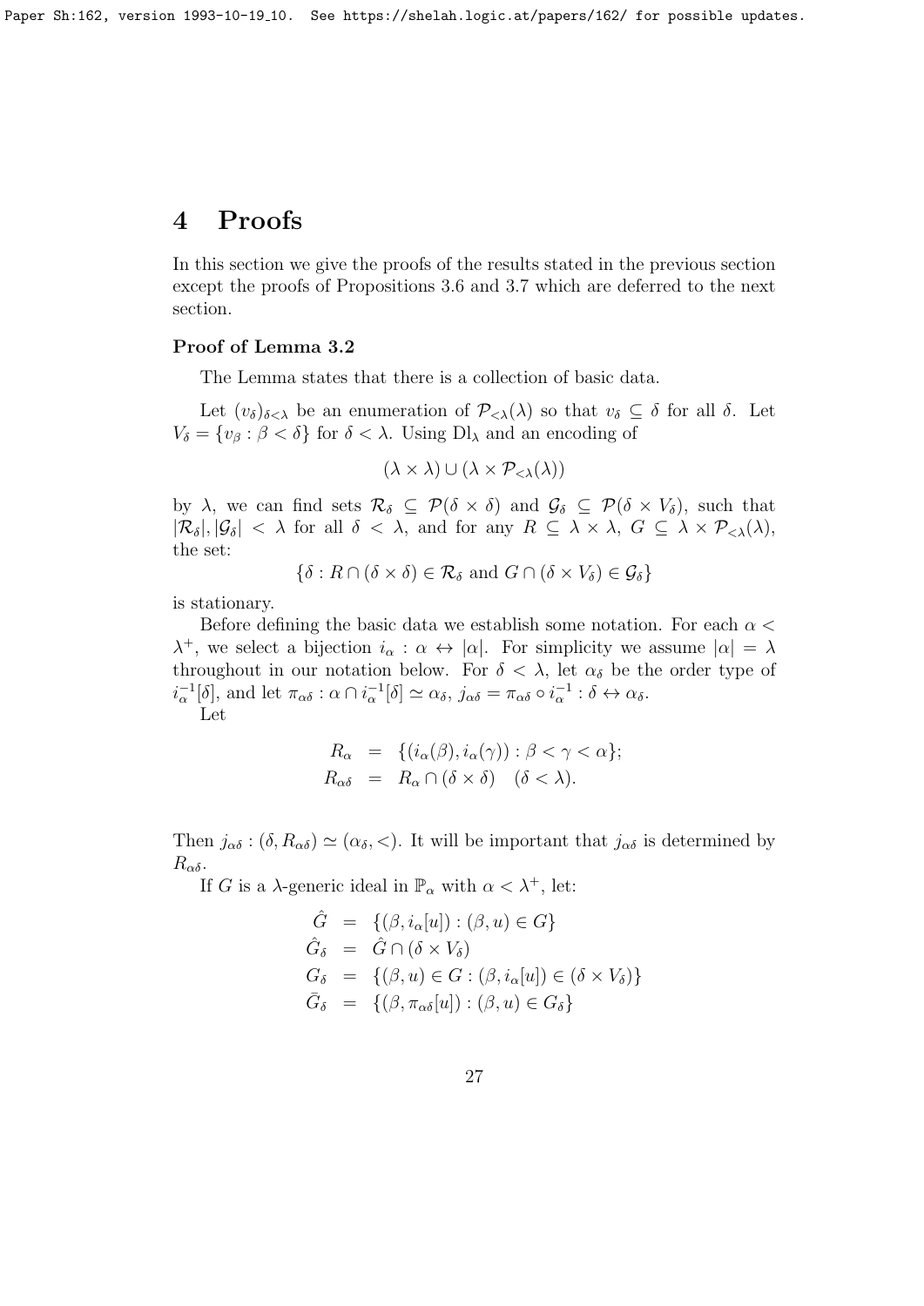# 4 Proofs

In this section we give the proofs of the results stated in the previous section except the proofs of Propositions 3.6 and 3.7 which are deferred to the next section.

### Proof of Lemma 3.2

The Lemma states that there is a collection of basic data.

Let $(v_\delta)_{\delta<\lambda}$ be an enumeration of $\mathcal{P}_{<\lambda}(\lambda)$ so that $v_\delta \subseteq \delta$ for all $\delta$. Let $V_\delta = \{v_\beta : \beta < \delta\}$ for $\delta < \lambda$. Using $\mathrm{Dl}_\lambda$ and an encoding of

$$(\lambda \times \lambda) \cup (\lambda \times \mathcal{P}_{<\lambda}(\lambda))$$

by $\lambda$, we can find sets $\mathcal{R}_\delta \subseteq \mathcal{P}(\delta \times \delta)$ and $\mathcal{G}_\delta \subseteq \mathcal{P}(\delta \times V_\delta)$, such that $|\mathcal{R}_\delta|, |\mathcal{G}_\delta| < \lambda$ for all $\delta < \lambda$, and for any $R \subseteq \lambda \times \lambda$, $G \subseteq \lambda \times \mathcal{P}_{<\lambda}(\lambda)$, the set:

$$\{\delta : R \cap (\delta \times \delta) \in \mathcal{R}_\delta \text{ and } G \cap (\delta \times V_\delta) \in \mathcal{G}_\delta\}$$

is stationary.

Before defining the basic data we establish some notation. For each $\alpha < \lambda^+$, we select a bijection $i_\alpha : \alpha \leftrightarrow |\alpha|$. For simplicity we assume $|\alpha| = \lambda$ throughout in our notation below. For $\delta < \lambda$, let $\alpha_\delta$ be the order type of $i_\alpha^{-1}[\delta]$, and let $\pi_{\alpha\delta} : \alpha \cap i_\alpha^{-1}[\delta] \simeq \alpha_\delta$, $j_{\alpha\delta} = \pi_{\alpha\delta} \circ i_\alpha^{-1} : \delta \leftrightarrow \alpha_\delta$.

Let

$$\begin{aligned} R_\alpha &= \{(i_\alpha(\beta), i_\alpha(\gamma)) : \beta < \gamma < \alpha\}; \\ R_{\alpha\delta} &= R_\alpha \cap (\delta \times \delta) \quad (\delta < \lambda). \end{aligned}$$

Then $j_{\alpha\delta} : (\delta, R_{\alpha\delta}) \simeq (\alpha_\delta, <)$. It will be important that $j_{\alpha\delta}$ is determined by $R_{\alpha\delta}$.

If $G$ is a $\lambda$-generic ideal in $\mathbb{P}_\alpha$ with $\alpha < \lambda^+$, let:

$$\begin{aligned} \hat{G} &= \{(\beta, i_\alpha[u]) : (\beta, u) \in G\} \\ \hat{G}_\delta &= \hat{G} \cap (\delta \times V_\delta) \\ G_\delta &= \{(\beta, u) \in G : (\beta, i_\alpha[u]) \in (\delta \times V_\delta)\} \\ \bar{G}_\delta &= \{(\beta, \pi_{\alpha\delta}[u]) : (\beta, u) \in G_\delta\} \end{aligned}$$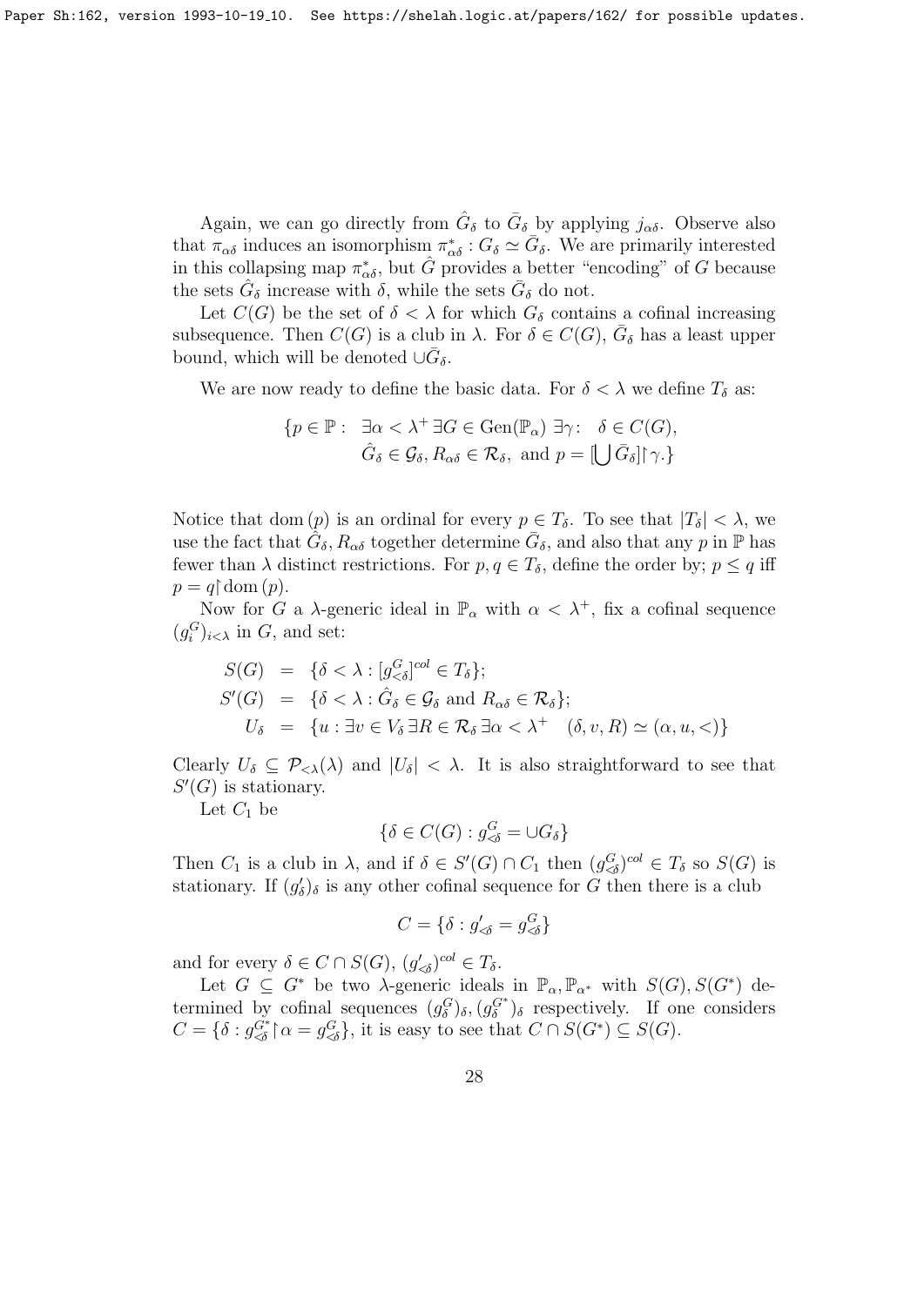Again, we can go directly from $\hat{G}_\delta$ to $\bar{G}_\delta$ by applying $j_{\alpha\delta}$. Observe also that $\pi_{\alpha\delta}$ induces an isomorphism $\pi^*_{\alpha\delta} : G_\delta \simeq \bar{G}_\delta$. We are primarily interested in this collapsing map $\pi^*_{\alpha\delta}$, but $\hat{G}$ provides a better "encoding" of $G$ because the sets $\hat{G}_\delta$ increase with $\delta$, while the sets $\bar{G}_\delta$ do not.

Let $C(G)$ be the set of $\delta < \lambda$ for which $G_\delta$ contains a cofinal increasing subsequence. Then $C(G)$ is a club in $\lambda$. For $\delta \in C(G)$, $\bar{G}_\delta$ has a least upper bound, which will be denoted $\cup\bar{G}_\delta$.

We are now ready to define the basic data. For $\delta < \lambda$ we define $T_\delta$ as:

$$\{p \in \mathbb{P} :\ \exists \alpha < \lambda^+ \, \exists G \in \mathrm{Gen}(\mathbb{P}_\alpha) \, \exists \gamma :\ \ \delta \in C(G), \\ \hat{G}_\delta \in \mathcal{G}_\delta, R_{\alpha\delta} \in \mathcal{R}_\delta, \text{ and } p = [\bigcup \bar{G}_\delta]{\restriction}\gamma.\}$$

Notice that $\mathrm{dom}\,(p)$ is an ordinal for every $p \in T_\delta$. To see that $|T_\delta| < \lambda$, we use the fact that $\hat{G}_\delta, R_{\alpha\delta}$ together determine $\bar{G}_\delta$, and also that any $p$ in $\mathbb{P}$ has fewer than $\lambda$ distinct restrictions. For $p, q \in T_\delta$, define the order by; $p \leq q$ iff $p = q{\restriction}\mathrm{dom}\,(p)$.

Now for $G$ a $\lambda$-generic ideal in $\mathbb{P}_\alpha$ with $\alpha < \lambda^+$, fix a cofinal sequence $(g^G_i)_{i<\lambda}$ in $G$, and set:

$$\begin{aligned} S(G) &= \{\delta < \lambda : [g^G_{<\delta}]^{col} \in T_\delta\}; \\ S'(G) &= \{\delta < \lambda : \hat{G}_\delta \in \mathcal{G}_\delta \text{ and } R_{\alpha\delta} \in \mathcal{R}_\delta\}; \\ U_\delta &= \{u : \exists v \in V_\delta \, \exists R \in \mathcal{R}_\delta \, \exists \alpha < \lambda^+ \quad (\delta, v, R) \simeq (\alpha, u, <)\} \end{aligned}$$

Clearly $U_\delta \subseteq \mathcal{P}_{<\lambda}(\lambda)$ and $|U_\delta| < \lambda$. It is also straightforward to see that $S'(G)$ is stationary.

Let $C_1$ be

$$\{\delta \in C(G) : g^G_{\lessdot\delta} = \cup G_\delta\}$$

Then $C_1$ is a club in $\lambda$, and if $\delta \in S'(G) \cap C_1$ then $(g^G_{\lessdot\delta})^{col} \in T_\delta$ so $S(G)$ is stationary. If $(g'_\delta)_\delta$ is any other cofinal sequence for $G$ then there is a club

$$C = \{\delta : g'_{\lessdot\delta} = g^G_{\lessdot\delta}\}$$

and for every $\delta \in C \cap S(G)$, $(g'_{\lessdot\delta})^{col} \in T_\delta$.

Let $G \subseteq G^*$ be two $\lambda$-generic ideals in $\mathbb{P}_\alpha, \mathbb{P}_{\alpha^*}$ with $S(G), S(G^*)$ determined by cofinal sequences $(g^G_\delta)_\delta, (g^{G^*}_\delta)_\delta$ respectively. If one considers $C = \{\delta : g^{G^*}_{\lessdot\delta}{\restriction}\alpha = g^G_{\lessdot\delta}\}$, it is easy to see that $C \cap S(G^*) \subseteq S(G)$.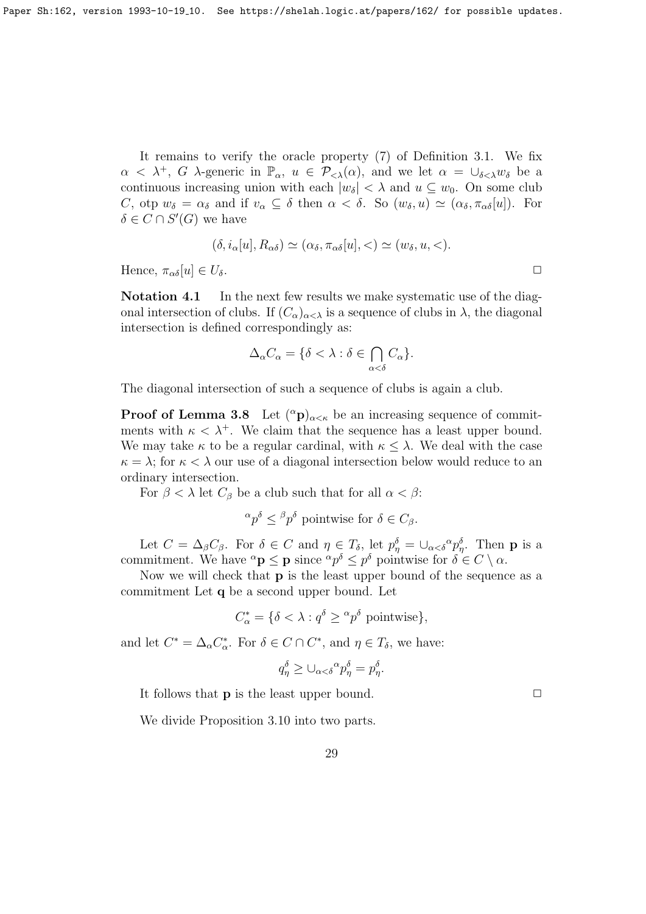It remains to verify the oracle property (7) of Definition 3.1. We fix $\alpha < \lambda^+$, $G$ $\lambda$-generic in $\mathbb{P}_\alpha$, $u \in \mathcal{P}_{<\lambda}(\alpha)$, and we let $\alpha = \cup_{\delta<\lambda} w_\delta$ be a continuous increasing union with each $|w_\delta| < \lambda$ and $u \subseteq w_0$. On some club $C$, otp $w_\delta = \alpha_\delta$ and if $v_\alpha \subseteq \delta$ then $\alpha < \delta$. So $(w_\delta, u) \simeq (\alpha_\delta, \pi_{\alpha\delta}[u])$. For $\delta \in C \cap S'(G)$ we have

$$(\delta, i_\alpha[u], R_{\alpha\delta}) \simeq (\alpha_\delta, \pi_{\alpha\delta}[u], <) \simeq (w_\delta, u, <).$$

Hence, $\pi_{\alpha\delta}[u] \in U_\delta$. $\square$

**Notation 4.1** In the next few results we make systematic use of the diagonal intersection of clubs. If $(C_\alpha)_{\alpha<\lambda}$ is a sequence of clubs in $\lambda$, the diagonal intersection is defined correspondingly as:

$$\Delta_\alpha C_\alpha = \{\delta < \lambda : \delta \in \bigcap_{\alpha<\delta} C_\alpha\}.$$

The diagonal intersection of such a sequence of clubs is again a club.

**Proof of Lemma 3.8** Let $({}^\alpha\mathbf{p})_{\alpha<\kappa}$ be an increasing sequence of commitments with $\kappa < \lambda^+$. We claim that the sequence has a least upper bound. We may take $\kappa$ to be a regular cardinal, with $\kappa \leq \lambda$. We deal with the case $\kappa = \lambda$; for $\kappa < \lambda$ our use of a diagonal intersection below would reduce to an ordinary intersection.

For $\beta < \lambda$ let $C_\beta$ be a club such that for all $\alpha < \beta$:

$${}^\alpha p^\delta \leq {}^\beta p^\delta \text{ pointwise for } \delta \in C_\beta.$$

Let $C = \Delta_\beta C_\beta$. For $\delta \in C$ and $\eta \in T_\delta$, let $p^\delta_\eta = \cup_{\alpha<\delta} {}^\alpha p^\delta_\eta$. Then $\mathbf{p}$ is a commitment. We have ${}^\alpha\mathbf{p} \leq \mathbf{p}$ since ${}^\alpha p^\delta \leq p^\delta$ pointwise for $\delta \in C \setminus \alpha$.

Now we will check that $\mathbf{p}$ is the least upper bound of the sequence as a commitment Let $\mathbf{q}$ be a second upper bound. Let

$$C^*_\alpha = \{\delta < \lambda : q^\delta \geq {}^\alpha p^\delta \text{ pointwise}\},$$

and let $C^* = \Delta_\alpha C^*_\alpha$. For $\delta \in C \cap C^*$, and $\eta \in T_\delta$, we have:

$$q^\delta_\eta \geq \cup_{\alpha<\delta} {}^\alpha p^\delta_\eta = p^\delta_\eta.$$

It follows that $\mathbf{p}$ is the least upper bound. $\square$

We divide Proposition 3.10 into two parts.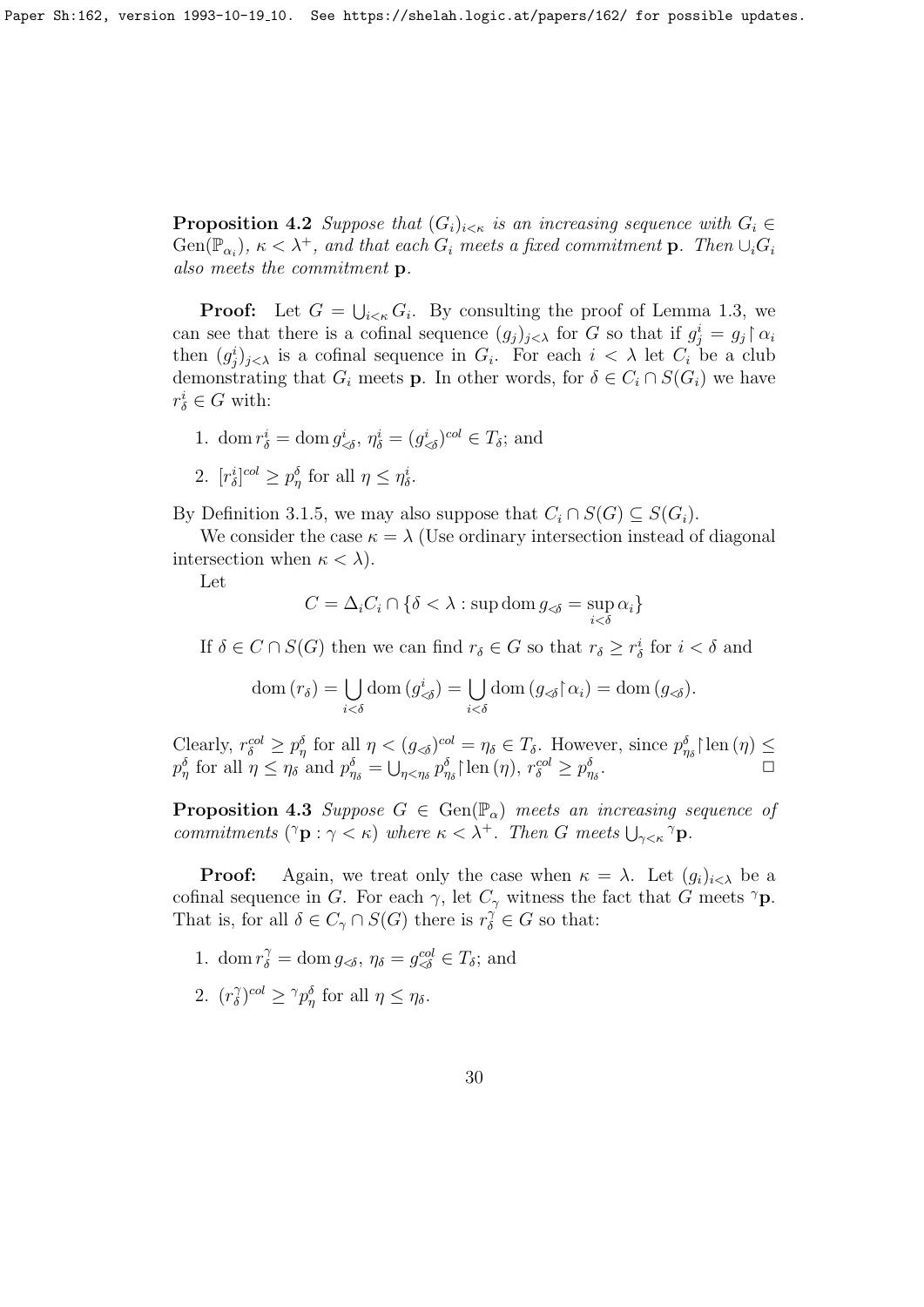**Proposition 4.2** *Suppose that $(G_i)_{i<\kappa}$ is an increasing sequence with $G_i \in \mathrm{Gen}(\mathbb{P}_{\alpha_i})$, $\kappa < \lambda^+$, and that each $G_i$ meets a fixed commitment $\mathbf{p}$. Then $\cup_i G_i$ also meets the commitment $\mathbf{p}$.*

**Proof:** Let $G = \bigcup_{i<\kappa} G_i$. By consulting the proof of Lemma 1.3, we can see that there is a cofinal sequence $(g_j)_{j<\lambda}$ for $G$ so that if $g^i_j = g_j \restriction \alpha_i$ then $(g^i_j)_{j<\lambda}$ is a cofinal sequence in $G_i$. For each $i < \lambda$ let $C_i$ be a club demonstrating that $G_i$ meets $\mathbf{p}$. In other words, for $\delta \in C_i \cap S(G_i)$ we have $r^i_\delta \in G$ with:

1. $\mathrm{dom}\, r^i_\delta = \mathrm{dom}\, g^i_{<\delta}$, $\eta^i_\delta = (g^i_{<\delta})^{col} \in T_\delta$; and
2. $[r^i_\delta]^{col} \geq p^\delta_\eta$ for all $\eta \leq \eta^i_\delta$.

By Definition 3.1.5, we may also suppose that $C_i \cap S(G) \subseteq S(G_i)$.

We consider the case $\kappa = \lambda$ (Use ordinary intersection instead of diagonal intersection when $\kappa < \lambda$).

Let

$$C = \Delta_i C_i \cap \{\delta < \lambda : \sup \mathrm{dom}\, g_{<\delta} = \sup_{i<\delta} \alpha_i\}$$

If $\delta \in C \cap S(G)$ then we can find $r_\delta \in G$ so that $r_\delta \geq r^i_\delta$ for $i < \delta$ and

$$\mathrm{dom}\,(r_\delta) = \bigcup_{i<\delta} \mathrm{dom}\,(g^i_{<\delta}) = \bigcup_{i<\delta} \mathrm{dom}\,(g_{<\delta} \restriction \alpha_i) = \mathrm{dom}\,(g_{<\delta}).$$

Clearly, $r^{col}_\delta \geq p^\delta_\eta$ for all $\eta < (g_{<\delta})^{col} = \eta_\delta \in T_\delta$. However, since $p^\delta_{\eta_\delta} \restriction \mathrm{len}\,(\eta) \leq p^\delta_\eta$ for all $\eta \leq \eta_\delta$ and $p^\delta_{\eta_\delta} = \bigcup_{\eta < \eta_\delta} p^\delta_{\eta_\delta} \restriction \mathrm{len}\,(\eta)$, $r^{col}_\delta \geq p^\delta_{\eta_\delta}$. $\Box$

**Proposition 4.3** *Suppose $G \in \mathrm{Gen}(\mathbb{P}_\alpha)$ meets an increasing sequence of commitments $({}^\gamma\mathbf{p} : \gamma < \kappa)$ where $\kappa < \lambda^+$. Then $G$ meets $\bigcup_{\gamma<\kappa} {}^\gamma\mathbf{p}$.*

**Proof:** Again, we treat only the case when $\kappa = \lambda$. Let $(g_i)_{i<\lambda}$ be a cofinal sequence in $G$. For each $\gamma$, let $C_\gamma$ witness the fact that $G$ meets ${}^\gamma\mathbf{p}$. That is, for all $\delta \in C_\gamma \cap S(G)$ there is $r^\gamma_\delta \in G$ so that:

1. $\mathrm{dom}\, r^\gamma_\delta = \mathrm{dom}\, g_{<\delta}$, $\eta_\delta = g^{col}_{<\delta} \in T_\delta$; and
2. $(r^\gamma_\delta)^{col} \geq {}^\gamma p^\delta_\eta$ for all $\eta \leq \eta_\delta$.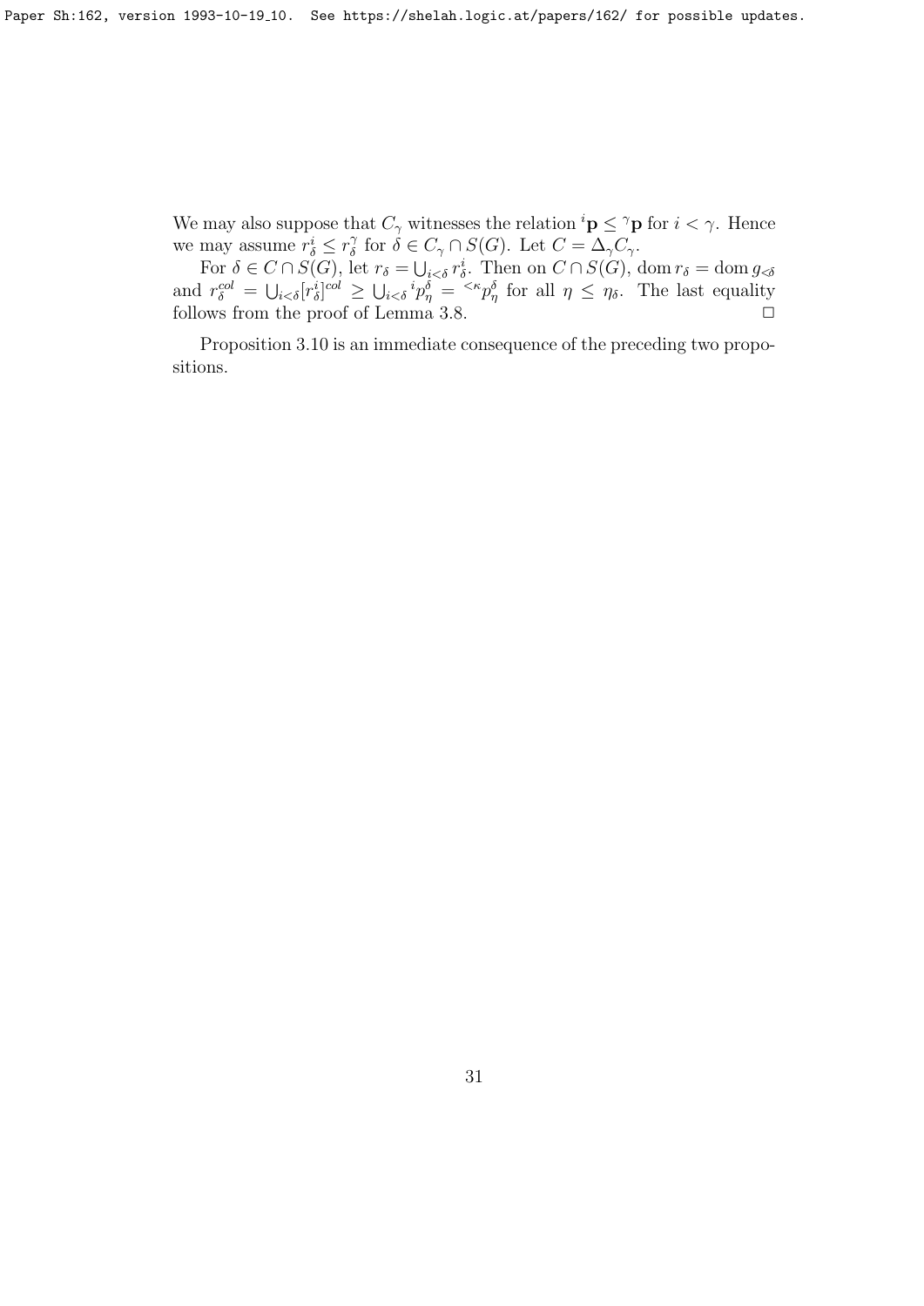We may also suppose that $C_\gamma$ witnesses the relation ${}^i\mathbf{p} \leq {}^\gamma\mathbf{p}$ for $i < \gamma$. Hence we may assume $r^i_\delta \leq r^\gamma_\delta$ for $\delta \in C_\gamma \cap S(G)$. Let $C = \Delta_\gamma C_\gamma$.

For $\delta \in C \cap S(G)$, let $r_\delta = \bigcup_{i<\delta} r^i_\delta$. Then on $C \cap S(G)$, $\operatorname{dom} r_\delta = \operatorname{dom} g_{\lessdot\delta}$ and $r^{col}_\delta = \bigcup_{i<\delta}[r^i_\delta]^{col} \geq \bigcup_{i<\delta} {}^i p^\delta_\eta = {}^{<\kappa}p^\delta_\eta$ for all $\eta \leq \eta_\delta$. The last equality follows from the proof of Lemma 3.8. $\square$

Proposition 3.10 is an immediate consequence of the preceding two propositions.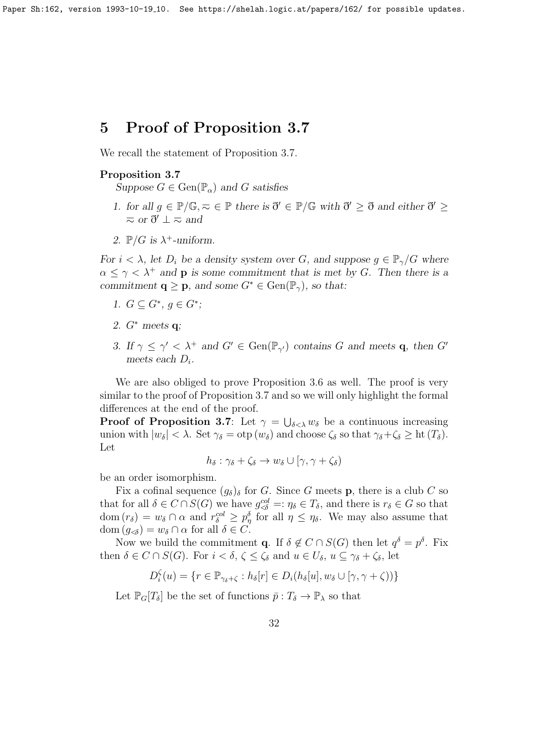# 5 Proof of Proposition 3.7

We recall the statement of Proposition 3.7.

**Proposition 3.7**

*Suppose $G \in \mathrm{Gen}(\mathbb{P}_\alpha)$ and $G$ satisfies*

1. *for all $g \in \mathbb{P}/\mathbb{G}, \eqsim \in \mathbb{P}$ there is $\eth' \in \mathbb{P}/\mathbb{G}$ with $\eth' \geq \eth$ and either $\eth' \geq \eqsim$ or $\eth' \perp \eqsim$ and*
2. *$\mathbb{P}/G$ is $\lambda^+$-uniform.*

*For $i < \lambda$, let $D_i$ be a density system over $G$, and suppose $g \in \mathbb{P}_\gamma/G$ where $\alpha \leq \gamma < \lambda^+$ and $\mathbf{p}$ is some commitment that is met by $G$. Then there is a commitment $\mathbf{q} \geq \mathbf{p}$, and some $G^* \in \mathrm{Gen}(\mathbb{P}_\gamma)$, so that:*

1. *$G \subseteq G^*$, $g \in G^*$;*
2. *$G^*$ meets $\mathbf{q}$;*
3. *If $\gamma \leq \gamma' < \lambda^+$ and $G' \in \mathrm{Gen}(\mathbb{P}_{\gamma'})$ contains $G$ and meets $\mathbf{q}$, then $G'$ meets each $D_i$.*

We are also obliged to prove Proposition 3.6 as well. The proof is very similar to the proof of Proposition 3.7 and so we will only highlight the formal differences at the end of the proof.

**Proof of Proposition 3.7**: Let $\gamma = \bigcup_{\delta<\lambda} w_\delta$ be a continuous increasing union with $|w_\delta| < \lambda$. Set $\gamma_\delta = \mathrm{otp}\,(w_\delta)$ and choose $\zeta_\delta$ so that $\gamma_\delta + \zeta_\delta \geq \mathrm{ht}\,(T_\delta)$. Let

$$h_\delta : \gamma_\delta + \zeta_\delta \to w_\delta \cup [\gamma, \gamma + \zeta_\delta)$$

be an order isomorphism.

Fix a cofinal sequence $(g_\delta)_\delta$ for $G$. Since $G$ meets $\mathbf{p}$, there is a club $C$ so that for all $\delta \in C \cap S(G)$ we have $g^{col}_{\lessdot\delta} =: \eta_\delta \in T_\delta$, and there is $r_\delta \in G$ so that $\mathrm{dom}\,(r_\delta) = w_\delta \cap \alpha$ and $r^{col}_\delta \geq p^\delta_\eta$ for all $\eta \leq \eta_\delta$. We may also assume that $\mathrm{dom}\,(g_{\lessdot\delta}) = w_\delta \cap \alpha$ for all $\delta \in C$.

Now we build the commitment $\mathbf{q}$. If $\delta \notin C \cap S(G)$ then let $q^\delta = p^\delta$. Fix then $\delta \in C \cap S(G)$. For $i < \delta$, $\zeta \leq \zeta_\delta$ and $u \in U_\delta$, $u \subseteq \gamma_\delta + \zeta_\delta$, let

$$D^\zeta_i(u) = \{r \in \mathbb{P}_{\gamma_\delta+\zeta} : h_\delta[r] \in D_i(h_\delta[u], w_\delta \cup [\gamma, \gamma + \zeta))\}$$

Let $\mathbb{P}_G[T_\delta]$ be the set of functions $\bar{p} : T_\delta \to \mathbb{P}_\lambda$ so that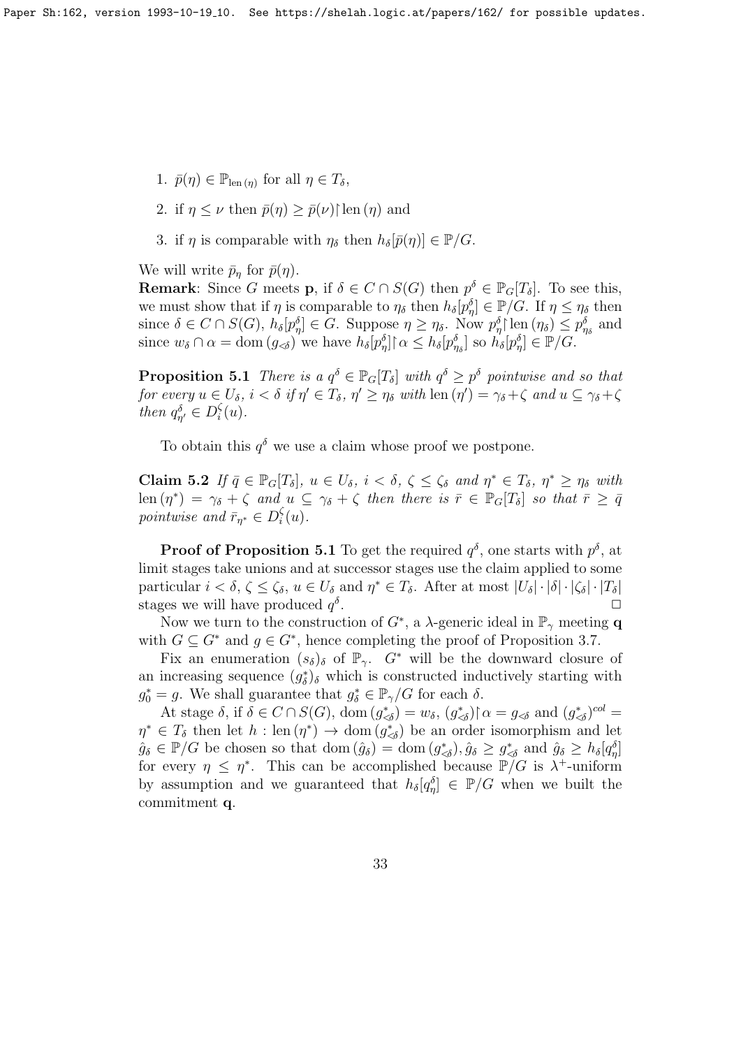1. $\bar{p}(\eta) \in \mathbb{P}_{\mathrm{len}\,(\eta)}$ for all $\eta \in T_\delta$,
2. if $\eta \leq \nu$ then $\bar{p}(\eta) \geq \bar{p}(\nu){\restriction}\mathrm{len}\,(\eta)$ and
3. if $\eta$ is comparable with $\eta_\delta$ then $h_\delta[\bar{p}(\eta)] \in \mathbb{P}/G$.

We will write $\bar{p}_\eta$ for $\bar{p}(\eta)$.

**Remark**: Since $G$ meets $\mathbf{p}$, if $\delta \in C \cap S(G)$ then $p^\delta \in \mathbb{P}_G[T_\delta]$. To see this, we must show that if $\eta$ is comparable to $\eta_\delta$ then $h_\delta[p^\delta_\eta] \in \mathbb{P}/G$. If $\eta \leq \eta_\delta$ then since $\delta \in C \cap S(G)$, $h_\delta[p^\delta_\eta] \in G$. Suppose $\eta \geq \eta_\delta$. Now $p^\delta_\eta{\restriction}\mathrm{len}\,(\eta_\delta) \leq p^\delta_{\eta_\delta}$ and since $w_\delta \cap \alpha = \mathrm{dom}\,(g_{\lessdot\delta})$ we have $h_\delta[p^\delta_\eta]{\restriction}\alpha \leq h_\delta[p^\delta_{\eta_\delta}]$ so $h_\delta[p^\delta_\eta] \in \mathbb{P}/G$.

**Proposition 5.1** *There is a $q^\delta \in \mathbb{P}_G[T_\delta]$ with $q^\delta \geq p^\delta$ pointwise and so that for every $u \in U_\delta$, $i < \delta$ if $\eta' \in T_\delta$, $\eta' \geq \eta_\delta$ with $\mathrm{len}\,(\eta') = \gamma_\delta + \zeta$ and $u \subseteq \gamma_\delta + \zeta$ then $q^\delta_{\eta'} \in D^\zeta_i(u)$.*

To obtain this $q^\delta$ we use a claim whose proof we postpone.

**Claim 5.2** *If $\bar{q} \in \mathbb{P}_G[T_\delta]$, $u \in U_\delta$, $i < \delta$, $\zeta \leq \zeta_\delta$ and $\eta^* \in T_\delta$, $\eta^* \geq \eta_\delta$ with $\mathrm{len}\,(\eta^*) = \gamma_\delta + \zeta$ and $u \subseteq \gamma_\delta + \zeta$ then there is $\bar{r} \in \mathbb{P}_G[T_\delta]$ so that $\bar{r} \geq \bar{q}$ pointwise and $\bar{r}_{\eta^*} \in D^\zeta_i(u)$.*

**Proof of Proposition 5.1** To get the required $q^\delta$, one starts with $p^\delta$, at limit stages take unions and at successor stages use the claim applied to some particular $i < \delta$, $\zeta \leq \zeta_\delta$, $u \in U_\delta$ and $\eta^* \in T_\delta$. After at most $|U_\delta| \cdot |\delta| \cdot |\zeta_\delta| \cdot |T_\delta|$ stages we will have produced $q^\delta$. $\square$

Now we turn to the construction of $G^*$, a $\lambda$-generic ideal in $\mathbb{P}_\gamma$ meeting $\mathbf{q}$ with $G \subseteq G^*$ and $g \in G^*$, hence completing the proof of Proposition 3.7.

Fix an enumeration $(s_\delta)_\delta$ of $\mathbb{P}_\gamma$. $G^*$ will be the downward closure of an increasing sequence $(g^*_\delta)_\delta$ which is constructed inductively starting with $g^*_0 = g$. We shall guarantee that $g^*_\delta \in \mathbb{P}_\gamma/G$ for each $\delta$.

At stage $\delta$, if $\delta \in C \cap S(G)$, $\mathrm{dom}\,(g^*_{\lessdot\delta}) = w_\delta$, $(g^*_{\lessdot\delta}){\restriction}\alpha = g_{\lessdot\delta}$ and $(g^*_{\lessdot\delta})^{col} = \eta^* \in T_\delta$ then let $h : \mathrm{len}\,(\eta^*) \to \mathrm{dom}\,(g^*_{\lessdot\delta})$ be an order isomorphism and let $\hat{g}_\delta \in \mathbb{P}/G$ be chosen so that $\mathrm{dom}\,(\hat{g}_\delta) = \mathrm{dom}\,(g^*_{\lessdot\delta})$, $\hat{g}_\delta \geq g^*_{\lessdot\delta}$ and $\hat{g}_\delta \geq h_\delta[q^\delta_\eta]$ for every $\eta \leq \eta^*$. This can be accomplished because $\mathbb{P}/G$ is $\lambda^+$-uniform by assumption and we guaranteed that $h_\delta[q^\delta_\eta] \in \mathbb{P}/G$ when we built the commitment $\mathbf{q}$.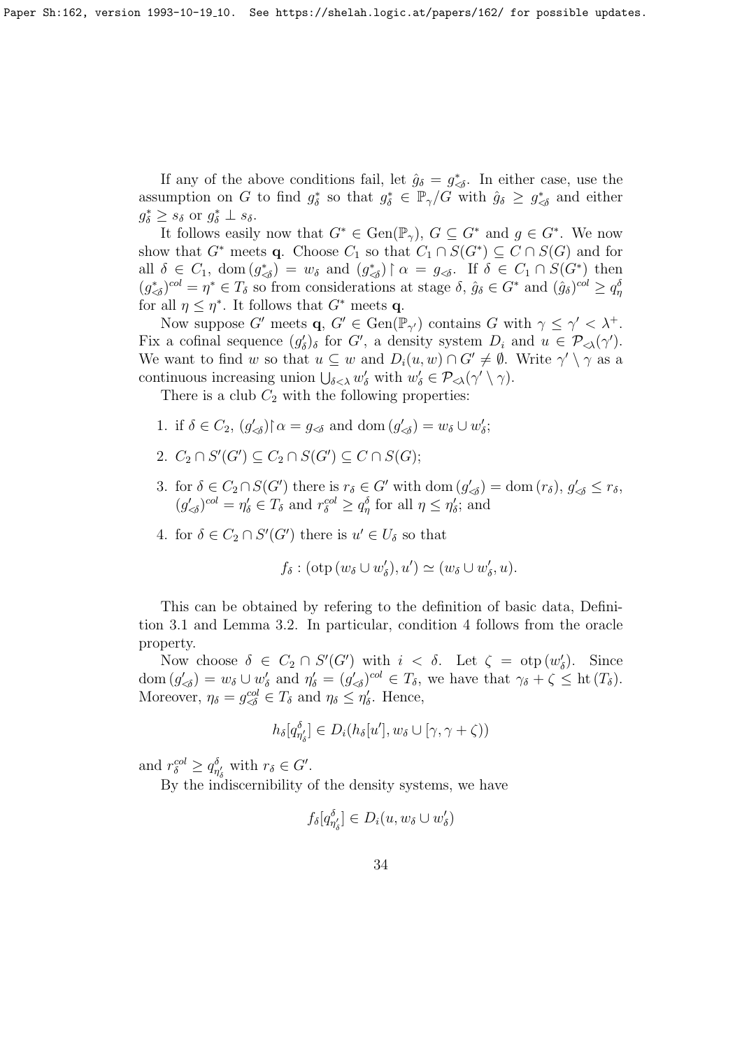If any of the above conditions fail, let $\hat{g}_\delta = g^*_{\lessdot\delta}$. In either case, use the assumption on $G$ to find $g^*_\delta$ so that $g^*_\delta \in \mathbb{P}_\gamma/G$ with $\hat{g}_\delta \geq g^*_{\lessdot\delta}$ and either $g^*_\delta \geq s_\delta$ or $g^*_\delta \perp s_\delta$.

It follows easily now that $G^* \in \mathrm{Gen}(\mathbb{P}_\gamma)$, $G \subseteq G^*$ and $g \in G^*$. We now show that $G^*$ meets $\mathbf{q}$. Choose $C_1$ so that $C_1 \cap S(G^*) \subseteq C \cap S(G)$ and for all $\delta \in C_1$, $\mathrm{dom}\,(g^*_{\lessdot\delta}) = w_\delta$ and $(g^*_{\lessdot\delta}) \restriction \alpha = g_{\lessdot\delta}$. If $\delta \in C_1 \cap S(G^*)$ then $(g^*_{\lessdot\delta})^{col} = \eta^* \in T_\delta$ so from considerations at stage $\delta$, $\hat{g}_\delta \in G^*$ and $(\hat{g}_\delta)^{col} \geq q^\delta_\eta$ for all $\eta \leq \eta^*$. It follows that $G^*$ meets $\mathbf{q}$.

Now suppose $G'$ meets $\mathbf{q}$, $G' \in \mathrm{Gen}(\mathbb{P}_{\gamma'})$ contains $G$ with $\gamma \leq \gamma' < \lambda^+$. Fix a cofinal sequence $(g'_\delta)_\delta$ for $G'$, a density system $D_i$ and $u \in \mathcal{P}_{\lessdot\lambda}(\gamma')$. We want to find $w$ so that $u \subseteq w$ and $D_i(u, w) \cap G' \neq \emptyset$. Write $\gamma' \setminus \gamma$ as a continuous increasing union $\bigcup_{\delta<\lambda} w'_\delta$ with $w'_\delta \in \mathcal{P}_{\lessdot\lambda}(\gamma' \setminus \gamma)$.

There is a club $C_2$ with the following properties:

1. if $\delta \in C_2$, $(g'_{\lessdot\delta})\restriction\alpha = g_{\lessdot\delta}$ and $\mathrm{dom}\,(g'_{\lessdot\delta}) = w_\delta \cup w'_\delta$;
2. $C_2 \cap S'(G') \subseteq C_2 \cap S(G') \subseteq C \cap S(G)$;
3. for $\delta \in C_2 \cap S(G')$ there is $r_\delta \in G'$ with $\mathrm{dom}\,(g'_{\lessdot\delta}) = \mathrm{dom}\,(r_\delta)$, $g'_{\lessdot\delta} \leq r_\delta$, $(g'_{\lessdot\delta})^{col} = \eta'_\delta \in T_\delta$ and $r^{col}_\delta \geq q^\delta_\eta$ for all $\eta \leq \eta'_\delta$; and
4. for $\delta \in C_2 \cap S'(G')$ there is $u' \in U_\delta$ so that

$$f_\delta : (\mathrm{otp}\,(w_\delta \cup w'_\delta), u') \simeq (w_\delta \cup w'_\delta, u).$$

This can be obtained by refering to the definition of basic data, Definition 3.1 and Lemma 3.2. In particular, condition 4 follows from the oracle property.

Now choose $\delta \in C_2 \cap S'(G')$ with $i < \delta$. Let $\zeta = \mathrm{otp}\,(w'_\delta)$. Since $\mathrm{dom}\,(g'_{\lessdot\delta}) = w_\delta \cup w'_\delta$ and $\eta'_\delta = (g'_{\lessdot\delta})^{col} \in T_\delta$, we have that $\gamma_\delta + \zeta \leq \mathrm{ht}\,(T_\delta)$. Moreover, $\eta_\delta = g^{col}_{\lessdot\delta} \in T_\delta$ and $\eta_\delta \leq \eta'_\delta$. Hence,

$$h_\delta[q^\delta_{\eta'_\delta}] \in D_i(h_\delta[u'], w_\delta \cup [\gamma, \gamma + \zeta))$$

and $r^{col}_\delta \geq q^\delta_{\eta'_\delta}$ with $r_\delta \in G'$.

By the indiscernibility of the density systems, we have

$$f_\delta[q^\delta_{\eta'_\delta}] \in D_i(u, w_\delta \cup w'_\delta)$$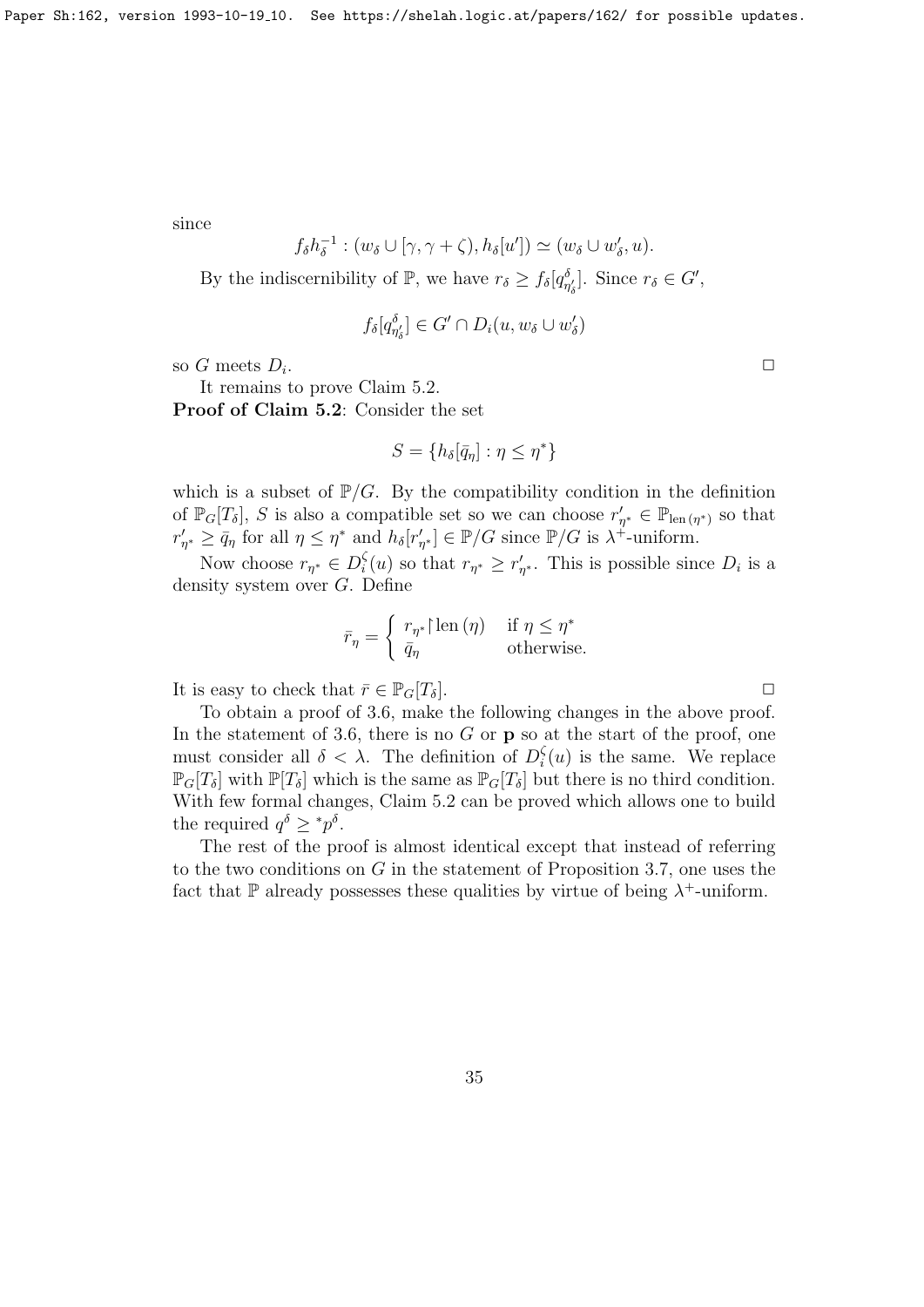since

$$f_\delta h_\delta^{-1} : (w_\delta \cup [\gamma, \gamma+\zeta), h_\delta[u']) \simeq (w_\delta \cup w'_\delta, u).$$

By the indiscernibility of $\mathbb{P}$, we have $r_\delta \geq f_\delta[q^\delta_{\eta'_\delta}]$. Since $r_\delta \in G'$,

$$f_\delta[q^\delta_{\eta'_\delta}] \in G' \cap D_i(u, w_\delta \cup w'_\delta)$$

so $G$ meets $D_i$. □

It remains to prove Claim 5.2.

**Proof of Claim 5.2**: Consider the set

$$S = \{h_\delta[\bar{q}_\eta] : \eta \leq \eta^*\}$$

which is a subset of $\mathbb{P}/G$. By the compatibility condition in the definition of $\mathbb{P}_G[T_\delta]$, $S$ is also a compatible set so we can choose $r'_{\eta^*} \in \mathbb{P}_{\mathrm{len}\,(\eta^*)}$ so that $r'_{\eta^*} \geq \bar{q}_\eta$ for all $\eta \leq \eta^*$ and $h_\delta[r'_{\eta^*}] \in \mathbb{P}/G$ since $\mathbb{P}/G$ is $\lambda^+$-uniform.

Now choose $r_{\eta^*} \in D^\zeta_i(u)$ so that $r_{\eta^*} \geq r'_{\eta^*}$. This is possible since $D_i$ is a density system over $G$. Define

$$\bar{r}_\eta = \begin{cases} r_{\eta^*}\restriction \mathrm{len}\,(\eta) & \text{if } \eta \leq \eta^* \\ \bar{q}_\eta & \text{otherwise.} \end{cases}$$

It is easy to check that $\bar{r} \in \mathbb{P}_G[T_\delta]$. □

To obtain a proof of 3.6, make the following changes in the above proof. In the statement of 3.6, there is no $G$ or $\mathbf{p}$ so at the start of the proof, one must consider all $\delta < \lambda$. The definition of $D^\zeta_i(u)$ is the same. We replace $\mathbb{P}_G[T_\delta]$ with $\mathbb{P}[T_\delta]$ which is the same as $\mathbb{P}_G[T_\delta]$ but there is no third condition. With few formal changes, Claim 5.2 can be proved which allows one to build the required $q^\delta \geq {}^*p^\delta$.

The rest of the proof is almost identical except that instead of referring to the two conditions on $G$ in the statement of Proposition 3.7, one uses the fact that $\mathbb{P}$ already possesses these qualities by virtue of being $\lambda^+$-uniform.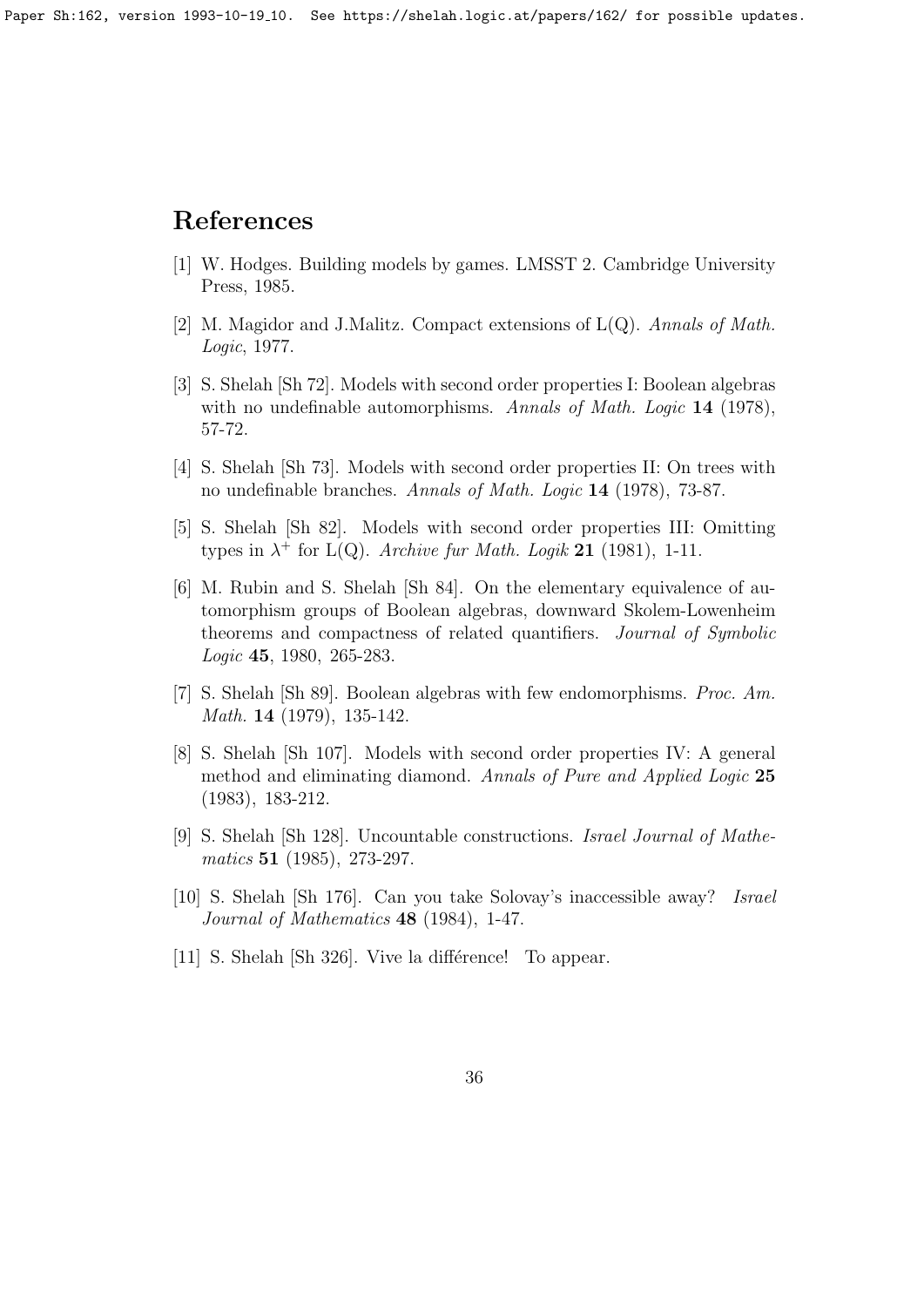## References

[1] W. Hodges. Building models by games. LMSST 2. Cambridge University Press, 1985.

[2] M. Magidor and J.Malitz. Compact extensions of L(Q). *Annals of Math. Logic*, 1977.

[3] S. Shelah [Sh 72]. Models with second order properties I: Boolean algebras with no undefinable automorphisms. *Annals of Math. Logic* **14** (1978), 57-72.

[4] S. Shelah [Sh 73]. Models with second order properties II: On trees with no undefinable branches. *Annals of Math. Logic* **14** (1978), 73-87.

[5] S. Shelah [Sh 82]. Models with second order properties III: Omitting types in $\lambda^+$ for L(Q). *Archive fur Math. Logik* **21** (1981), 1-11.

[6] M. Rubin and S. Shelah [Sh 84]. On the elementary equivalence of automorphism groups of Boolean algebras, downward Skolem-Lowenheim theorems and compactness of related quantifiers. *Journal of Symbolic Logic* **45**, 1980, 265-283.

[7] S. Shelah [Sh 89]. Boolean algebras with few endomorphisms. *Proc. Am. Math.* **14** (1979), 135-142.

[8] S. Shelah [Sh 107]. Models with second order properties IV: A general method and eliminating diamond. *Annals of Pure and Applied Logic* **25** (1983), 183-212.

[9] S. Shelah [Sh 128]. Uncountable constructions. *Israel Journal of Mathematics* **51** (1985), 273-297.

[10] S. Shelah [Sh 176]. Can you take Solovay's inaccessible away? *Israel Journal of Mathematics* **48** (1984), 1-47.

[11] S. Shelah [Sh 326]. Vive la différence! To appear.